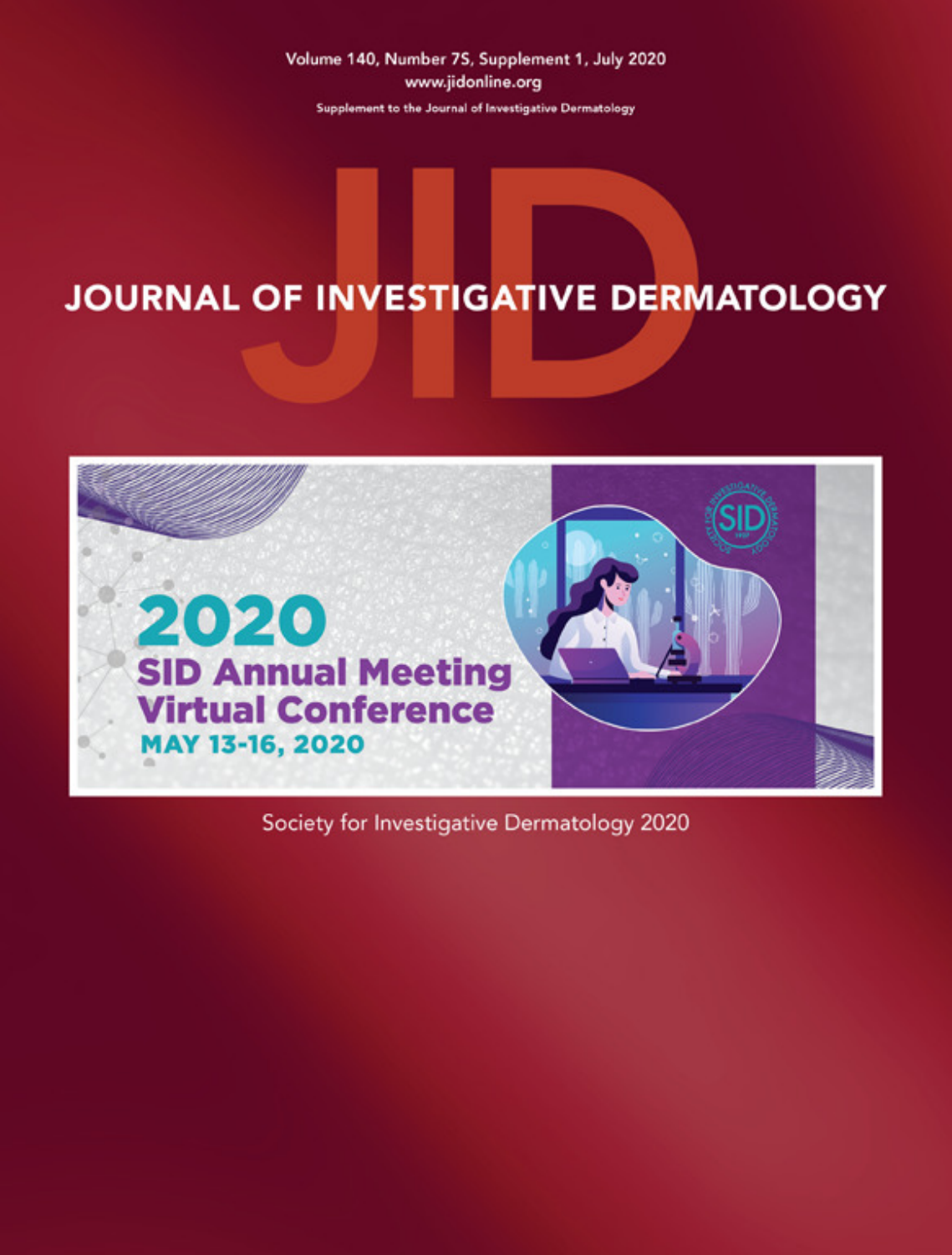Volume 140, Number 7S, Supplement 1, July 2020

www.jidonline.org

Supplement to the Journal of Investigative Dermatology

# JOURNAL OF INVESTIGATIVE DERMATOLOGY

## 2020 SID Annual Meeting Virtual Conference

MAY 13-16, 2020

Society for Investigative Dermatology 2020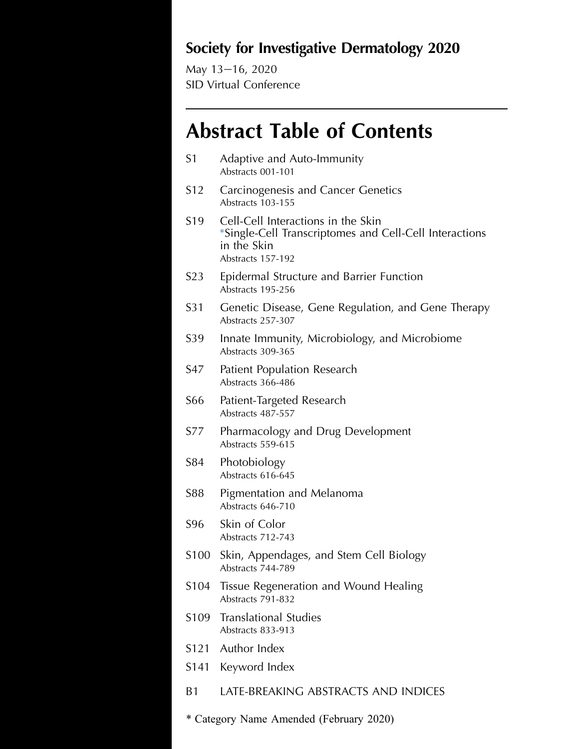**Society for Investigative Dermatology 2020**

May 13–16, 2020
SID Virtual Conference

# Abstract Table of Contents

S1 Adaptive and Auto-Immunity
Abstracts 001-101

S12 Carcinogenesis and Cancer Genetics
Abstracts 103-155

S19 Cell-Cell Interactions in the Skin
*Single-Cell Transcriptomes and Cell-Cell Interactions in the Skin
Abstracts 157-192

S23 Epidermal Structure and Barrier Function
Abstracts 195-256

S31 Genetic Disease, Gene Regulation, and Gene Therapy
Abstracts 257-307

S39 Innate Immunity, Microbiology, and Microbiome
Abstracts 309-365

S47 Patient Population Research
Abstracts 366-486

S66 Patient-Targeted Research
Abstracts 487-557

S77 Pharmacology and Drug Development
Abstracts 559-615

S84 Photobiology
Abstracts 616-645

S88 Pigmentation and Melanoma
Abstracts 646-710

S96 Skin of Color
Abstracts 712-743

S100 Skin, Appendages, and Stem Cell Biology
Abstracts 744-789

S104 Tissue Regeneration and Wound Healing
Abstracts 791-832

S109 Translational Studies
Abstracts 833-913

S121 Author Index

S141 Keyword Index

B1 LATE-BREAKING ABSTRACTS AND INDICES

* Category Name Amended (February 2020)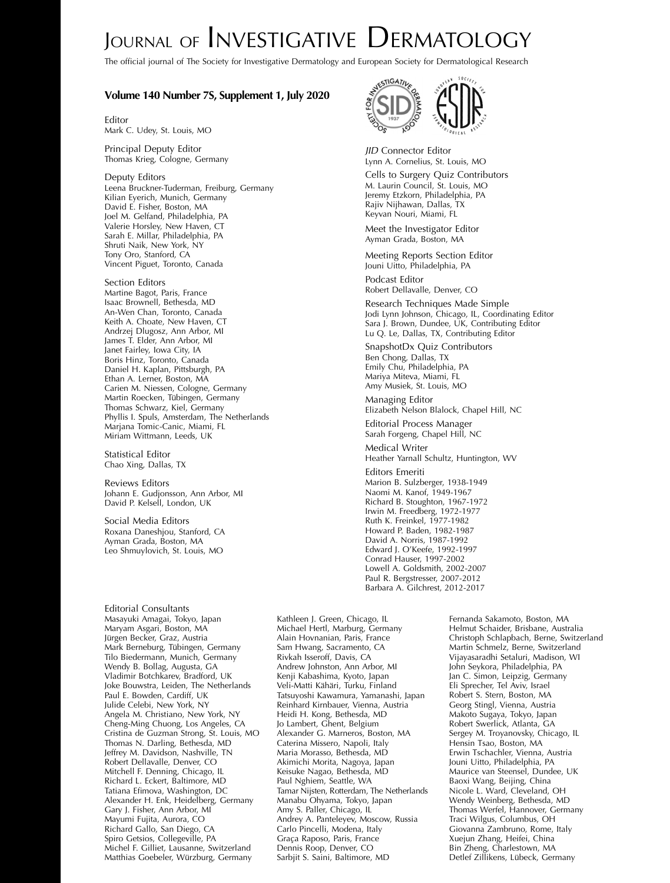# Journal of Investigative Dermatology

The official journal of The Society for Investigative Dermatology and European Society for Dermatological Research

**Volume 140 Number 7S, Supplement 1, July 2020**

Editor
Mark C. Udey, St. Louis, MO

Principal Deputy Editor
Thomas Krieg, Cologne, Germany

Deputy Editors
Leena Bruckner-Tuderman, Freiburg, Germany
Kilian Eyerich, Munich, Germany
David E. Fisher, Boston, MA
Joel M. Gelfand, Philadelphia, PA
Valerie Horsley, New Haven, CT
Sarah E. Millar, Philadelphia, PA
Shruti Naik, New York, NY
Tony Oro, Stanford, CA
Vincent Piguet, Toronto, Canada

Section Editors
Martine Bagot, Paris, France
Isaac Brownell, Bethesda, MD
An-Wen Chan, Toronto, Canada
Keith A. Choate, New Haven, CT
Andrzej Dlugosz, Ann Arbor, MI
James T. Elder, Ann Arbor, MI
Janet Fairley, Iowa City, IA
Boris Hinz, Toronto, Canada
Daniel H. Kaplan, Pittsburgh, PA
Ethan A. Lerner, Boston, MA
Carien M. Niessen, Cologne, Germany
Martin Roecken, Tübingen, Germany
Thomas Schwarz, Kiel, Germany
Phyllis I. Spuls, Amsterdam, The Netherlands
Marjana Tomic-Canic, Miami, FL
Miriam Wittmann, Leeds, UK

Statistical Editor
Chao Xing, Dallas, TX

Reviews Editors
Johann E. Gudjonsson, Ann Arbor, MI
David P. Kelsell, London, UK

Social Media Editors
Roxana Daneshjou, Stanford, CA
Ayman Grada, Boston, MA
Leo Shmuylovich, St. Louis, MO

*JID* Connector Editor
Lynn A. Cornelius, St. Louis, MO

Cells to Surgery Quiz Contributors
M. Laurin Council, St. Louis, MO
Jeremy Etzkorn, Philadelphia, PA
Rajiv Nijhawan, Dallas, TX
Keyvan Nouri, Miami, FL

Meet the Investigator Editor
Ayman Grada, Boston, MA

Meeting Reports Section Editor
Jouni Uitto, Philadelphia, PA

Podcast Editor
Robert Dellavalle, Denver, CO

Research Techniques Made Simple
Jodi Lynn Johnson, Chicago, IL, Coordinating Editor
Sara J. Brown, Dundee, UK, Contributing Editor
Lu Q. Le, Dallas, TX, Contributing Editor

SnapshotDx Quiz Contributors
Ben Chong, Dallas, TX
Emily Chu, Philadelphia, PA
Mariya Miteva, Miami, FL
Amy Musiek, St. Louis, MO

Managing Editor
Elizabeth Nelson Blalock, Chapel Hill, NC

Editorial Process Manager
Sarah Forgeng, Chapel Hill, NC

Medical Writer
Heather Yarnall Schultz, Huntington, WV

Editors Emeriti
Marion B. Sulzberger, 1938-1949
Naomi M. Kanof, 1949-1967
Richard B. Stoughton, 1967-1972
Irwin M. Freedberg, 1972-1977
Ruth K. Freinkel, 1977-1982
Howard P. Baden, 1982-1987
David A. Norris, 1987-1992
Edward J. O'Keefe, 1992-1997
Conrad Hauser, 1997-2002
Lowell A. Goldsmith, 2002-2007
Paul R. Bergstresser, 2007-2012
Barbara A. Gilchrest, 2012-2017

Editorial Consultants
Masayuki Amagai, Tokyo, Japan
Maryam Asgari, Boston, MA
Jürgen Becker, Graz, Austria
Mark Berneburg, Tübingen, Germany
Tilo Biedermann, Munich, Germany
Wendy B. Bollag, Augusta, GA
Vladimir Botchkarev, Bradford, UK
Joke Bouwstra, Leiden, The Netherlands
Paul E. Bowden, Cardiff, UK
Julide Celebi, New York, NY
Angela M. Christiano, New York, NY
Cheng-Ming Chuong, Los Angeles, CA
Cristina de Guzman Strong, St. Louis, MO
Thomas N. Darling, Bethesda, MD
Jeffrey M. Davidson, Nashville, TN
Robert Dellavalle, Denver, CO
Mitchell F. Denning, Chicago, IL
Richard L. Eckert, Baltimore, MD
Tatiana Efimova, Washington, DC
Alexander H. Enk, Heidelberg, Germany
Gary J. Fisher, Ann Arbor, MI
Mayumi Fujita, Aurora, CO
Richard Gallo, San Diego, CA
Spiro Getsios, Collegeville, PA
Michel F. Gilliet, Lausanne, Switzerland
Matthias Goebeler, Würzburg, Germany
Kathleen J. Green, Chicago, IL
Michael Hertl, Marburg, Germany
Alain Hovnanian, Paris, France
Sam Hwang, Sacramento, CA
Rivkah Isseroff, Davis, CA
Andrew Johnston, Ann Arbor, MI
Kenji Kabashima, Kyoto, Japan
Veli-Matti Kähäri, Turku, Finland
Tatsuyoshi Kawamura, Yamanashi, Japan
Reinhard Kirnbauer, Vienna, Austria
Heidi H. Kong, Bethesda, MD
Jo Lambert, Ghent, Belgium
Alexander G. Marneros, Boston, MA
Caterina Missero, Napoli, Italy
Maria Morasso, Bethesda, MD
Akimichi Morita, Nagoya, Japan
Keisuke Nagao, Bethesda, MD
Paul Nghiem, Seattle, WA
Tamar Nijsten, Rotterdam, The Netherlands
Manabu Ohyama, Tokyo, Japan
Amy S. Paller, Chicago, IL
Andrey A. Panteleyev, Moscow, Russia
Carlo Pincelli, Modena, Italy
Graça Raposo, Paris, France
Dennis Roop, Denver, CO
Sarbjit S. Saini, Baltimore, MD
Fernanda Sakamoto, Boston, MA
Helmut Schaider, Brisbane, Australia
Christoph Schlapbach, Berne, Switzerland
Martin Schmelz, Berne, Switzerland
Vijayasaradhi Setaluri, Madison, WI
John Seykora, Philadelphia, PA
Jan C. Simon, Leipzig, Germany
Eli Sprecher, Tel Aviv, Israel
Robert S. Stern, Boston, MA
Georg Stingl, Vienna, Austria
Makoto Sugaya, Tokyo, Japan
Robert Swerlick, Atlanta, GA
Sergey M. Troyanovsky, Chicago, IL
Hensin Tsao, Boston, MA
Erwin Tschachler, Vienna, Austria
Jouni Uitto, Philadelphia, PA
Maurice van Steensel, Dundee, UK
Baoxi Wang, Beijing, China
Nicole L. Ward, Cleveland, OH
Wendy Weinberg, Bethesda, MD
Thomas Werfel, Hannover, Germany
Traci Wilgus, Columbus, OH
Giovanna Zambruno, Rome, Italy
Xuejun Zhang, Heifei, China
Bin Zheng, Charlestown, MA
Detlef Zillikens, Lübeck, Germany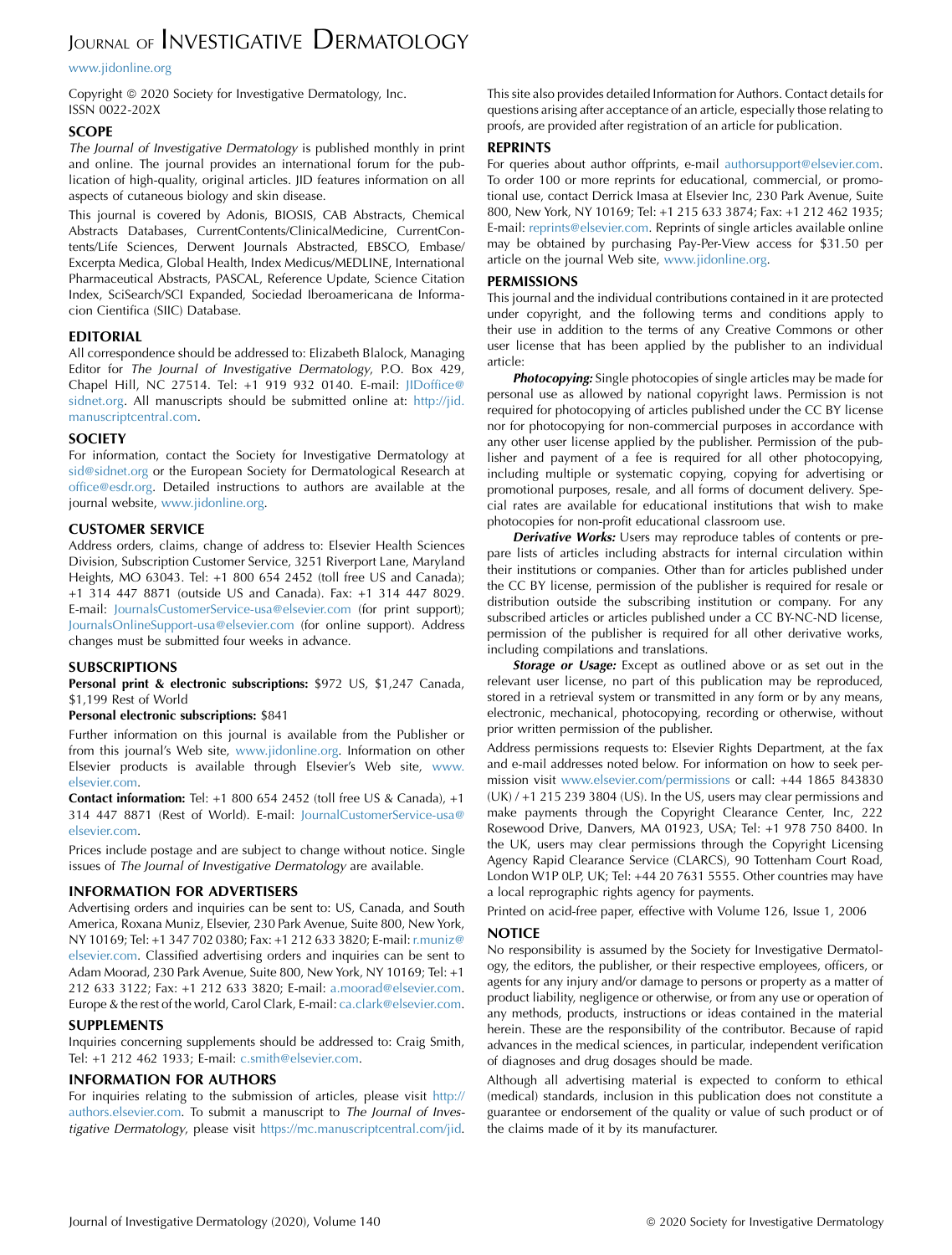# Journal of Investigative Dermatology

www.jidonline.org

Copyright © 2020 Society for Investigative Dermatology, Inc.
ISSN 0022-202X

## SCOPE

*The Journal of Investigative Dermatology* is published monthly in print and online. The journal provides an international forum for the publication of high-quality, original articles. JID features information on all aspects of cutaneous biology and skin disease.

This journal is covered by Adonis, BIOSIS, CAB Abstracts, Chemical Abstracts Databases, CurrentContents/ClinicalMedicine, CurrentContents/Life Sciences, Derwent Journals Abstracted, EBSCO, Embase/Excerpta Medica, Global Health, Index Medicus/MEDLINE, International Pharmaceutical Abstracts, PASCAL, Reference Update, Science Citation Index, SciSearch/SCI Expanded, Sociedad Iberoamericana de Informacion Cientifica (SIIC) Database.

## EDITORIAL

All correspondence should be addressed to: Elizabeth Blalock, Managing Editor for *The Journal of Investigative Dermatology*, P.O. Box 429, Chapel Hill, NC 27514. Tel: +1 919 932 0140. E-mail: JIDoffice@sidnet.org. All manuscripts should be submitted online at: http://jid.manuscriptcentral.com.

## SOCIETY

For information, contact the Society for Investigative Dermatology at sid@sidnet.org or the European Society for Dermatological Research at office@esdr.org. Detailed instructions to authors are available at the journal website, www.jidonline.org.

## CUSTOMER SERVICE

Address orders, claims, change of address to: Elsevier Health Sciences Division, Subscription Customer Service, 3251 Riverport Lane, Maryland Heights, MO 63043. Tel: +1 800 654 2452 (toll free US and Canada); +1 314 447 8871 (outside US and Canada). Fax: +1 314 447 8029. E-mail: JournalsCustomerService-usa@elsevier.com (for print support); JournalsOnlineSupport-usa@elsevier.com (for online support). Address changes must be submitted four weeks in advance.

## SUBSCRIPTIONS

**Personal print & electronic subscriptions:** $972 US, $1,247 Canada, $1,199 Rest of World

**Personal electronic subscriptions:** $841

Further information on this journal is available from the Publisher or from this journal's Web site, www.jidonline.org. Information on other Elsevier products is available through Elsevier's Web site, www.elsevier.com.

**Contact information:** Tel: +1 800 654 2452 (toll free US & Canada), +1 314 447 8871 (Rest of World). E-mail: JournalCustomerService-usa@elsevier.com.

Prices include postage and are subject to change without notice. Single issues of *The Journal of Investigative Dermatology* are available.

## INFORMATION FOR ADVERTISERS

Advertising orders and inquiries can be sent to: US, Canada, and South America, Roxana Muniz, Elsevier, 230 Park Avenue, Suite 800, New York, NY 10169; Tel: +1 347 702 0380; Fax: +1 212 633 3820; E-mail: r.muniz@elsevier.com. Classified advertising orders and inquiries can be sent to Adam Moorad, 230 Park Avenue, Suite 800, New York, NY 10169; Tel: +1 212 633 3122; Fax: +1 212 633 3820; E-mail: a.moorad@elsevier.com. Europe & the rest of the world, Carol Clark, E-mail: ca.clark@elsevier.com.

## SUPPLEMENTS

Inquiries concerning supplements should be addressed to: Craig Smith, Tel: +1 212 462 1933; E-mail: c.smith@elsevier.com.

## INFORMATION FOR AUTHORS

For inquiries relating to the submission of articles, please visit http://authors.elsevier.com. To submit a manuscript to *The Journal of Investigative Dermatology*, please visit https://mc.manuscriptcentral.com/jid.

This site also provides detailed Information for Authors. Contact details for questions arising after acceptance of an article, especially those relating to proofs, are provided after registration of an article for publication.

## REPRINTS

For queries about author offprints, e-mail authorsupport@elsevier.com. To order 100 or more reprints for educational, commercial, or promotional use, contact Derrick Imasa at Elsevier Inc, 230 Park Avenue, Suite 800, New York, NY 10169; Tel: +1 215 633 3874; Fax: +1 212 462 1935; E-mail: reprints@elsevier.com. Reprints of single articles available online may be obtained by purchasing Pay-Per-View access for $31.50 per article on the journal Web site, www.jidonline.org.

## PERMISSIONS

This journal and the individual contributions contained in it are protected under copyright, and the following terms and conditions apply to their use in addition to the terms of any Creative Commons or other user license that has been applied by the publisher to an individual article:

***Photocopying:*** Single photocopies of single articles may be made for personal use as allowed by national copyright laws. Permission is not required for photocopying of articles published under the CC BY license nor for photocopying for non-commercial purposes in accordance with any other user license applied by the publisher. Permission of the publisher and payment of a fee is required for all other photocopying, including multiple or systematic copying, copying for advertising or promotional purposes, resale, and all forms of document delivery. Special rates are available for educational institutions that wish to make photocopies for non-profit educational classroom use.

***Derivative Works:*** Users may reproduce tables of contents or prepare lists of articles including abstracts for internal circulation within their institutions or companies. Other than for articles published under the CC BY license, permission of the publisher is required for resale or distribution outside the subscribing institution or company. For any subscribed articles or articles published under a CC BY-NC-ND license, permission of the publisher is required for all other derivative works, including compilations and translations.

***Storage or Usage:*** Except as outlined above or as set out in the relevant user license, no part of this publication may be reproduced, stored in a retrieval system or transmitted in any form or by any means, electronic, mechanical, photocopying, recording or otherwise, without prior written permission of the publisher.

Address permissions requests to: Elsevier Rights Department, at the fax and e-mail addresses noted below. For information on how to seek permission visit www.elsevier.com/permissions or call: +44 1865 843830 (UK) / +1 215 239 3804 (US). In the US, users may clear permissions and make payments through the Copyright Clearance Center, Inc, 222 Rosewood Drive, Danvers, MA 01923, USA; Tel: +1 978 750 8400. In the UK, users may clear permissions through the Copyright Licensing Agency Rapid Clearance Service (CLARCS), 90 Tottenham Court Road, London W1P 0LP, UK; Tel: +44 20 7631 5555. Other countries may have a local reprographic rights agency for payments.

Printed on acid-free paper, effective with Volume 126, Issue 1, 2006

## NOTICE

No responsibility is assumed by the Society for Investigative Dermatology, the editors, the publisher, or their respective employees, officers, or agents for any injury and/or damage to persons or property as a matter of product liability, negligence or otherwise, or from any use or operation of any methods, products, instructions or ideas contained in the material herein. These are the responsibility of the contributor. Because of rapid advances in the medical sciences, in particular, independent verification of diagnoses and drug dosages should be made.

Although all advertising material is expected to conform to ethical (medical) standards, inclusion in this publication does not constitute a guarantee or endorsement of the quality or value of such product or of the claims made of it by its manufacturer.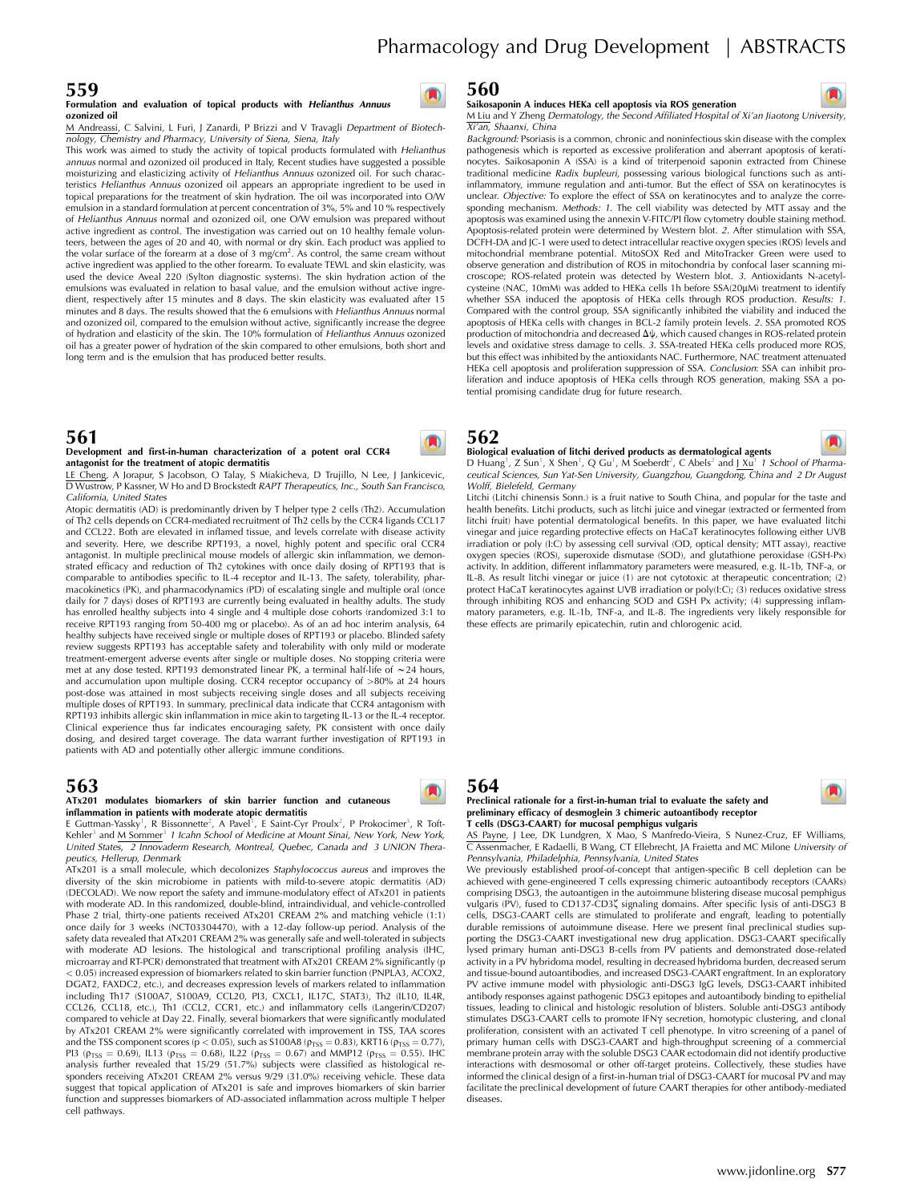## 559

### Formulation and evaluation of topical products with *Helianthus Annuus* ozonized oil

M Andreassi, C Salvini, L Furi, J Zanardi, P Brizzi and V Travagli *Department of Biotechnology, Chemistry and Pharmacy, University of Siena, Siena, Italy*

This work was aimed to study the activity of topical products formulated with *Helianthus annuus* normal and ozonized oil produced in Italy, Recent studies have suggested a possible moisturizing and elasticizing activity of *Helianthus Annuus* ozonized oil. For such characteristics *Helianthus Annuus* ozonized oil appears an appropriate ingredient to be used in topical preparations for the treatment of skin hydration. The oil was incorporated into O/W emulsion in a standard formulation at percent concentration of 3%, 5% and 10 % respectively of *Helianthus Annuus* normal and ozonized oil, one O/W emulsion was prepared without active ingredient as control. The investigation was carried out on 10 healthy female volunteers, between the ages of 20 and 40, with normal or dry skin. Each product was applied to the volar surface of the forearm at a dose of 3 mg/cm$^2$. As control, the same cream without active ingredient was applied to the other forearm. To evaluate TEWL and skin elasticity, was used the device Aveal 220 (Sylton diagnostic systems). The skin hydration action of the emulsions was evaluated in relation to basal value, and the emulsion without active ingredient, respectively after 15 minutes and 8 days. The skin elasticity was evaluated after 15 minutes and 8 days. The results showed that the 6 emulsions with *Helianthus Annuus* normal and ozonized oil, compared to the emulsion without active, significantly increase the degree of hydration and elasticity of the skin. The 10% formulation of *Helianthus Annuus* ozonized oil has a greater power of hydration of the skin compared to other emulsions, both short and long term and is the emulsion that has produced better results.

## 560

### Saikosaponin A induces HEKa cell apoptosis via ROS generation

M Liu and Y Zheng *Dermatology, the Second Affiliated Hospital of Xi'an Jiaotong University, Xi'an, Shaanxi, China*

*Background:* Psoriasis is a common, chronic and noninfectious skin disease with the complex pathogenesis which is reported as excessive proliferation and aberrant apoptosis of keratinocytes. Saikosaponin A (SSA) is a kind of triterpenoid saponin extracted from Chinese traditional medicine *Radix bupleuri*, possessing various biological functions such as anti-inflammatory, immune regulation and anti-tumor. But the effect of SSA on keratinocytes is unclear. *Objective:* To explore the effect of SSA on keratinocytes and to analyze the corresponding mechanism. *Methods: 1.* The cell viability was detected by MTT assay and the apoptosis was examined using the annexin V-FITC/PI flow cytometry double staining method. Apoptosis-related protein were determined by Western blot. *2.* After stimulation with SSA, DCFH-DA and JC-1 were used to detect intracellular reactive oxygen species (ROS) levels and mitochondrial membrane potential. MitoSOX Red and MitoTracker Green were used to observe generation and distribution of ROS in mitochondria by confocal laser scanning microscope; ROS-related protein was detected by Western blot. *3.* Antioxidants N-acetylcysteine (NAC, 10mM) was added to HEKa cells 1h before SSA(20μM) treatment to identify whether SSA induced the apoptosis of HEKa cells through ROS production. *Results: 1.* Compared with the control group, SSA significantly inhibited the viability and induced the apoptosis of HEKa cells with changes in BCL-2 family protein levels. *2.* SSA promoted ROS production of mitochondria and decreased $\Delta\psi$, which caused changes in ROS-related protein levels and oxidative stress damage to cells. *3.* SSA-treated HEKa cells produced more ROS, but this effect was inhibited by the antioxidants NAC. Furthermore, NAC treatment attenuated HEKa cell apoptosis and proliferation suppression of SSA. *Conclusion*: SSA can inhibit proliferation and induce apoptosis of HEKa cells through ROS generation, making SSA a potential promising candidate drug for future research.

## 561

### Development and first-in-human characterization of a potent oral CCR4 antagonist for the treatment of atopic dermatitis

LE Cheng, A Jorapur, S Jacobson, O Talay, S Miakicheva, D Trujillo, N Lee, J Jankicevic, D Wustrow, P Kassner, W Ho and D Brockstedt *RAPT Therapeutics, Inc., South San Francisco, California, United States*

Atopic dermatitis (AD) is predominantly driven by T helper type 2 cells (Th2). Accumulation of Th2 cells depends on CCR4-mediated recruitment of Th2 cells by the CCR4 ligands CCL17 and CCL22. Both are elevated in inflamed tissue, and levels correlate with disease activity and severity. Here, we describe RPT193, a novel, highly potent and specific oral CCR4 antagonist. In multiple preclinical mouse models of allergic skin inflammation, we demonstrated efficacy and reduction of Th2 cytokines with once daily dosing of RPT193 that is comparable to antibodies specific to IL-4 receptor and IL-13. The safety, tolerability, pharmacokinetics (PK), and pharmacodynamics (PD) of escalating single and multiple oral (once daily for 7 days) doses of RPT193 are currently being evaluated in healthy adults. The study has enrolled healthy subjects into 4 single and 4 multiple dose cohorts (randomized 3:1 to receive RPT193 ranging from 50-400 mg or placebo). As of an ad hoc interim analysis, 64 healthy subjects have received single or multiple doses of RPT193 or placebo. Blinded safety review suggests RPT193 has acceptable safety and tolerability with only mild or moderate treatment-emergent adverse events after single or multiple doses. No stopping criteria were met at any dose tested. RPT193 demonstrated linear PK, a terminal half-life of ~24 hours, and accumulation upon multiple dosing. CCR4 receptor occupancy of >80% at 24 hours post-dose was attained in most subjects receiving single doses and all subjects receiving multiple doses of RPT193. In summary, preclinical data indicate that CCR4 antagonism with RPT193 inhibits allergic skin inflammation in mice akin to targeting IL-13 or the IL-4 receptor. Clinical experience thus far indicates encouraging safety, PK consistent with once daily dosing, and desired target coverage. The data warrant further investigation of RPT193 in patients with AD and potentially other allergic immune conditions.

## 562

### Biological evaluation of litchi derived products as dermatological agents

D Huang[1], Z Sun[1], X Shen[1], Q Gu[1], M Soeberdt[2], C Abels[2] and J Xu[1] *1 School of Pharmaceutical Sciences, Sun Yat-Sen University, Guangzhou, Guangdong, China and 2 Dr August Wolff, Bielefeld, Germany*

Litchi (Litchi chinensis Sonn.) is a fruit native to South China, and popular for the taste and health benefits. Litchi products, such as litchi juice and vinegar (extracted or fermented from litchi fruit) have potential dermatological benefits. In this paper, we have evaluated litchi vinegar and juice regarding protective effects on HaCaT keratinocytes following either UVB irradiation or poly (I:C) by assessing cell survival (OD, optical density; MTT assay), reactive oxygen species (ROS), superoxide dismutase (SOD), and glutathione peroxidase (GSH-Px) activity. In addition, different inflammatory parameters were measured, e.g. IL-1b, TNF-a, or IL-8. As result litchi vinegar or juice (1) are not cytotoxic at therapeutic concentration; (2) protect HaCaT keratinocytes against UVB irradiation or poly(I:C); (3) reduces oxidative stress through inhibiting ROS and enhancing SOD and GSH Px activity; (4) suppressing inflammatory parameters, e.g. IL-1b, TNF-a, and IL-8. The ingredients very likely responsible for these effects are primarily epicatechin, rutin and chlorogenic acid.

## 563

### ATx201 modulates biomarkers of skin barrier function and cutaneous inflammation in patients with moderate atopic dermatitis

E Guttman-Yassky[1], R Bissonnette[2], A Pavel[1], E Saint-Cyr Proulx[2], P Prokocimer[3], R Toft-Kehler[3] and M Sommer[3] *1 Icahn School of Medicine at Mount Sinai, New York, New York, United States, 2 Innovaderm Research, Montreal, Quebec, Canada and 3 UNION Therapeutics, Hellerup, Denmark*

ATx201 is a small molecule, which decolonizes *Staphylococcus aureus* and improves the diversity of the skin microbiome in patients with mild-to-severe atopic dermatitis (AD) (DECOLAD). We now report the safety and immune-modulatory effect of ATx201 in patients with moderate AD. In this randomized, double-blind, intraindividual, and vehicle-controlled Phase 2 trial, thirty-one patients received ATx201 CREAM 2% and matching vehicle (1:1) once daily for 3 weeks (NCT03304470), with a 12-day follow-up period. Analysis of the safety data revealed that ATx201 CREAM 2% was generally safe and well-tolerated in subjects with moderate AD lesions. The histological and transcriptional profiling analysis (IHC, microarray and RT-PCR) demonstrated that treatment with ATx201 CREAM 2% significantly ($p < 0.05$) increased expression of biomarkers related to skin barrier function (PNPLA3, ACOX2, DGAT2, FAXDC2, etc.), and decreases expression levels of markers related to inflammation including Th17 (S100A7, S100A9, CCL20, PI3, CXCL1, IL17C, STAT3), Th2 (IL10, IL4R, CCL26, CCL18, etc.), Th1 (CCL2, CCR1, etc.) and inflammatory cells (Langerin/CD207) compared to vehicle at Day 22. Finally, several biomarkers that were significantly modulated by ATx201 CREAM 2% were significantly correlated with improvement in TSS, TAA scores and the TSS component scores ($p < 0.05$), such as S100A8 ($\rho_{TSS} = 0.83$), KRT16 ($\rho_{TSS} = 0.77$), PI3 ($\rho_{TSS} = 0.69$), IL13 ($\rho_{TSS} = 0.68$), IL22 ($\rho_{TSS} = 0.67$) and MMP12 ($\rho_{TSS} = 0.55$). IHC analysis further revealed that 15/29 (51.7%) subjects were classified as histological responders receiving ATx201 CREAM 2% versus 9/29 (31.0%) receiving vehicle. These data suggest that topical application of ATx201 is safe and improves biomarkers of skin barrier function and suppresses biomarkers of AD-associated inflammation across multiple T helper cell pathways.

## 564

### Preclinical rationale for a first-in-human trial to evaluate the safety and preliminary efficacy of desmoglein 3 chimeric autoantibody receptor T cells (DSG3-CAART) for mucosal pemphigus vulgaris

AS Payne, J Lee, DK Lundgren, X Mao, S Manfredo-Vieira, S Nunez-Cruz, EF Williams, C Assenmacher, E Radaelli, B Wang, CT Ellebrecht, JA Fraietta and MC Milone *University of Pennsylvania, Philadelphia, Pennsylvania, United States*

We previously established proof-of-concept that antigen-specific B cell depletion can be achieved with gene-engineered T cells expressing chimeric autoantibody receptors (CAARs) comprising DSG3, the autoantigen in the autoimmune blistering disease mucosal pemphigus vulgaris (PV), fused to CD137-CD3ζ signaling domains. After specific lysis of anti-DSG3 B cells, DSG3-CAART cells are stimulated to proliferate and engraft, leading to potentially durable remissions of autoimmune disease. Here we present final preclinical studies supporting the DSG3-CAART investigational new drug application. DSG3-CAART specifically lysed primary human anti-DSG3 B-cells from PV patients and demonstrated dose-related activity in a PV hybridoma model, resulting in decreased hybridoma burden, decreased serum and tissue-bound autoantibodies, and increased DSG3-CAART engraftment. In an exploratory PV active immune model with physiologic anti-DSG3 IgG levels, DSG3-CAART inhibited antibody responses against pathogenic DSG3 epitopes and autoantibody binding to epithelial tissues, leading to clinical and histologic resolution of blisters. Soluble anti-DSG3 antibody stimulates DSG3-CAART cells to promote IFNγ secretion, homotypic clustering, and clonal proliferation, consistent with an activated T cell phenotype. In vitro screening of a panel of primary human cells with DSG3-CAART and high-throughput screening of a commercial membrane protein array with the soluble DSG3 CAAR ectodomain did not identify productive interactions with desmosomal or other off-target proteins. Collectively, these studies have informed the clinical design of a first-in-human trial of DSG3-CAART for mucosal PV and may facilitate the preclinical development of future CAART therapies for other antibody-mediated diseases.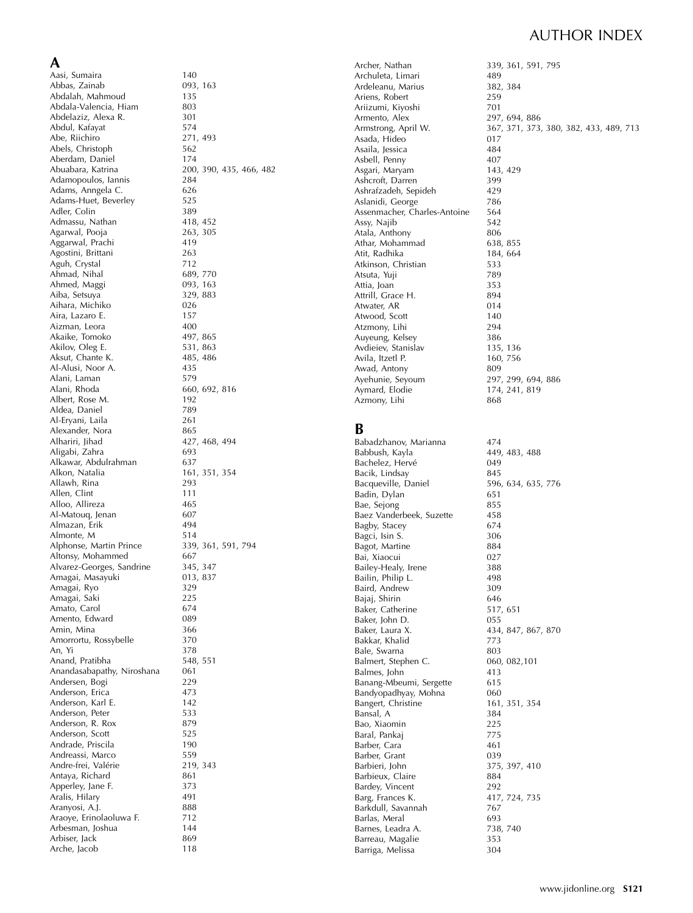# AUTHOR INDEX

## A

Aasi, Sumaira 140
Abbas, Zainab 093, 163
Abdalah, Mahmoud 135
Abdala-Valencia, Hiam 803
Abdelaziz, Alexa R. 301
Abdul, Kafayat 574
Abe, Riichiro 271, 493
Abels, Christoph 562
Aberdam, Daniel 174
Abuabara, Katrina 200, 390, 435, 466, 482
Adamopoulos, Iannis 284
Adams, Anngela C. 626
Adams-Huet, Beverley 525
Adler, Colin 389
Admassu, Nathan 418, 452
Agarwal, Pooja 263, 305
Aggarwal, Prachi 419
Agostini, Brittani 263
Aguh, Crystal 712
Ahmad, Nihal 689, 770
Ahmed, Maggi 093, 163
Aiba, Setsuya 329, 883
Aihara, Michiko 026
Aira, Lazaro E. 157
Aizman, Leora 400
Akaike, Tomoko 497, 865
Akilov, Oleg E. 531, 863
Aksut, Chante K. 485, 486
Al-Alusi, Noor A. 435
Alani, Laman 579
Alani, Rhoda 660, 692, 816
Albert, Rose M. 192
Aldea, Daniel 789
Al-Eryani, Laila 261
Alexander, Nora 865
Alhariri, Jihad 427, 468, 494
Aligabi, Zahra 693
Alkawar, Abdulrahman 637
Alkon, Natalia 161, 351, 354
Allawh, Rina 293
Allen, Clint 111
Alloo, Allireza 465
Al-Matouq, Jenan 607
Almazan, Erik 494
Almonte, M 514
Alphonse, Martin Prince 339, 361, 591, 794
Altonsy, Mohammed 667
Alvarez-Georges, Sandrine 345, 347
Amagai, Masayuki 013, 837
Amagai, Ryo 329
Amagai, Saki 225
Amato, Carol 674
Amento, Edward 089
Amin, Mina 366
Amorrortu, Rossybelle 370
An, Yi 378
Anand, Pratibha 548, 551
Anandasabapathy, Niroshana 061
Andersen, Bogi 229
Anderson, Erica 473
Anderson, Karl E. 142
Anderson, Peter 533
Anderson, R. Rox 879
Anderson, Scott 525
Andrade, Priscila 190
Andreassi, Marco 559
Andre-frei, Valérie 219, 343
Antaya, Richard 861
Apperley, Jane F. 373
Aralis, Hilary 491
Aranyosi, A.J. 888
Araoye, Erinolaoluwa F. 712
Arbesman, Joshua 144
Arbiser, Jack 869
Arche, Jacob 118
Archer, Nathan 339, 361, 591, 795
Archuleta, Limari 489
Ardeleanu, Marius 382, 384
Ariens, Robert 259
Ariizumi, Kiyoshi 701
Armento, Alex 297, 694, 886
Armstrong, April W. 367, 371, 373, 380, 382, 433, 489, 713
Asada, Hideo 017
Asaila, Jessica 484
Asbell, Penny 407
Asgari, Maryam 143, 429
Ashcroft, Darren 399
Ashrafzadeh, Sepideh 429
Aslanidi, George 786
Assenmacher, Charles-Antoine 564
Assy, Najib 542
Atala, Anthony 806
Athar, Mohammad 638, 855
Atit, Radhika 184, 664
Atkinson, Christian 533
Atsuta, Yuji 789
Attia, Joan 353
Attrill, Grace H. 894
Atwater, AR 014
Atwood, Scott 140
Atzmony, Lihi 294
Auyeung, Kelsey 386
Avdieiev, Stanislav 135, 136
Avila, Itzetl P. 160, 756
Awad, Antony 809
Ayehunie, Seyoum 297, 299, 694, 886
Aymard, Elodie 174, 241, 819
Azmony, Lihi 868

## B

Babadzhanov, Marianna 474
Babbush, Kayla 449, 483, 488
Bachelez, Hervé 049
Bacik, Lindsay 845
Bacqueville, Daniel 596, 634, 635, 776
Badin, Dylan 651
Bae, Sejong 855
Baez Vanderbeek, Suzette 458
Bagby, Stacey 674
Bagci, Isin S. 306
Bagot, Martine 884
Bai, Xiaocui 027
Bailey-Healy, Irene 388
Bailin, Philip L. 498
Baird, Andrew 309
Bajaj, Shirin 646
Baker, Catherine 517, 651
Baker, John D. 055
Baker, Laura X. 434, 847, 867, 870
Bakkar, Khalid 773
Bale, Swarna 803
Balmert, Stephen C. 060, 082,101
Balmes, John 413
Banang-Mbeumi, Sergette 615
Bandyopadhyay, Mohna 060
Bangert, Christine 161, 351, 354
Bansal, A 384
Bao, Xiaomin 225
Baral, Pankaj 775
Barber, Cara 461
Barber, Grant 039
Barbieri, John 375, 397, 410
Barbieux, Claire 884
Bardey, Vincent 292
Barg, Frances K. 417, 724, 735
Barkdull, Savannah 767
Barlas, Meral 693
Barnes, Leadra A. 738, 740
Barreau, Magalie 353
Barriga, Melissa 304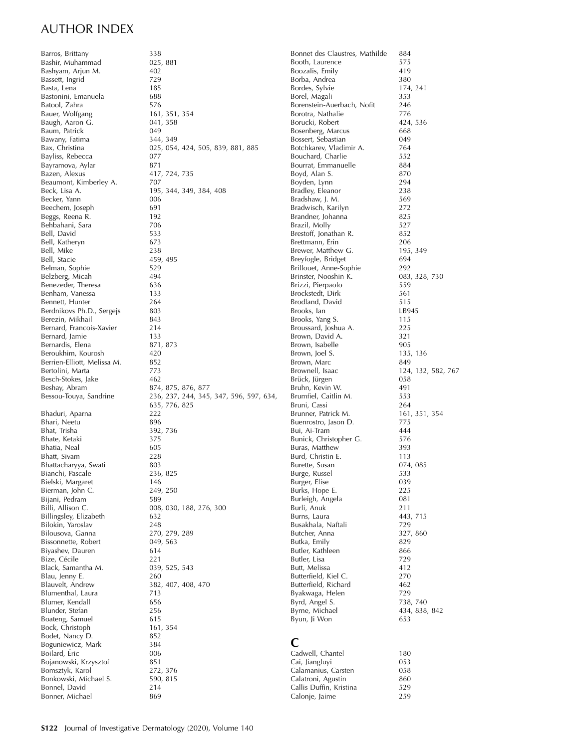# AUTHOR INDEX

Barros, Brittany 338
Bashir, Muhammad 025, 881
Bashyam, Arjun M. 402
Bassett, Ingrid 729
Basta, Lena 185
Bastonini, Emanuela 688
Batool, Zahra 576
Bauer, Wolfgang 161, 351, 354
Baugh, Aaron G. 041, 358
Baum, Patrick 049
Bawany, Fatima 344, 349
Bax, Christina 025, 054, 424, 505, 839, 881, 885
Bayliss, Rebecca 077
Bayramova, Aylar 871
Bazen, Alexus 417, 724, 735
Beaumont, Kimberley A. 707
Beck, Lisa A. 195, 344, 349, 384, 408
Becker, Yann 006
Beechem, Joseph 691
Beggs, Reena R. 192
Behbahani, Sara 706
Bell, David 533
Bell, Katheryn 673
Bell, Mike 238
Bell, Stacie 459, 495
Belman, Sophie 529
Belzberg, Micah 494
Benezeder, Theresa 636
Benham, Vanessa 133
Bennett, Hunter 264
Berdnikovs Ph.D., Sergejs 803
Berezin, Mikhail 843
Bernard, Francois-Xavier 214
Bernard, Jamie 133
Bernardis, Elena 871, 873
Beroukhim, Kourosh 420
Berrien-Elliott, Melissa M. 852
Bertolini, Marta 773
Besch-Stokes, Jake 462
Beshay, Abram 874, 875, 876, 877
Bessou-Touya, Sandrine 236, 237, 244, 345, 347, 596, 597, 634, 635, 776, 825
Bhaduri, Aparna 222
Bhari, Neetu 896
Bhat, Trisha 392, 736
Bhate, Ketaki 375
Bhatia, Neal 605
Bhatt, Sivam 228
Bhattacharyya, Swati 803
Bianchi, Pascale 236, 825
Bielski, Margaret 146
Bierman, John C. 249, 250
Bijani, Pedram 589
Billi, Allison C. 008, 030, 188, 276, 300
Billingsley, Elizabeth 632
Bilokin, Yaroslav 248
Bilousova, Ganna 270, 279, 289
Bissonnette, Robert 049, 563
Biyashev, Dauren 614
Bize, Cécile 221
Black, Samantha M. 039, 525, 543
Blau, Jenny E. 260
Blauvelt, Andrew 382, 407, 408, 470
Blumenthal, Laura 713
Blumer, Kendall 656
Blunder, Stefan 256
Boateng, Samuel 615
Bock, Christoph 161, 354
Bodet, Nancy D. 852
Boguniewicz, Mark 384
Boilard, Éric 006
Bojanowski, Krzysztof 851
Bomsztyk, Karol 272, 376
Bonkowski, Michael S. 590, 815
Bonnel, David 214
Bonner, Michael 869
Bonnet des Claustres, Mathilde 884
Booth, Laurence 575
Boozalis, Emily 419
Borba, Andrea 380
Bordes, Sylvie 174, 241
Borel, Magali 353
Borenstein-Auerbach, Nofit 246
Borotra, Nathalie 776
Borucki, Robert 424, 536
Bosenberg, Marcus 668
Bossert, Sebastian 049
Botchkarev, Vladimir A. 764
Bouchard, Charlie 552
Bourrat, Emmanuelle 884
Boyd, Alan S. 870
Boyden, Lynn 294
Bradley, Eleanor 238
Bradshaw, J. M. 569
Bradwisch, Karilyn 272
Brandner, Johanna 825
Brazil, Molly 527
Brestoff, Jonathan R. 852
Brettmann, Erin 206
Brewer, Matthew G. 195, 349
Breyfogle, Bridget 694
Brillouet, Anne-Sophie 292
Brinster, Nooshin K. 083, 328, 730
Brizzi, Pierpaolo 559
Brockstedt, Dirk 561
Brodland, David 515
Brooks, Ian LB945
Brooks, Yang S. 115
Broussard, Joshua A. 225
Brown, David A. 321
Brown, Isabelle 905
Brown, Joel S. 135, 136
Brown, Marc 849
Brownell, Isaac 124, 132, 582, 767
Brück, Jürgen 058
Bruhn, Kevin W. 491
Brumfiel, Caitlin M. 553
Bruni, Cassi 264
Brunner, Patrick M. 161, 351, 354
Buenrostro, Jason D. 775
Bui, Ai-Tram 444
Bunick, Christopher G. 576
Buras, Matthew 393
Burd, Christin E. 113
Burette, Susan 074, 085
Burge, Russel 533
Burger, Elise 039
Burks, Hope E. 225
Burleigh, Angela 081
Burli, Anuk 211
Burns, Laura 443, 715
Busakhala, Naftali 729
Butcher, Anna 327, 860
Butka, Emily 829
Butler, Kathleen 866
Butler, Lisa 729
Butt, Melissa 412
Butterfield, Kiel C. 270
Butterfield, Richard 462
Byakwaga, Helen 729
Byrd, Angel S. 738, 740
Byrne, Michael 434, 838, 842
Byun, Ji Won 653

## C

Cadwell, Chantel 180
Cai, Jiangluyi 053
Calamanius, Carsten 058
Calatroni, Agustin 860
Callis Duffin, Kristina 529
Calonje, Jaime 259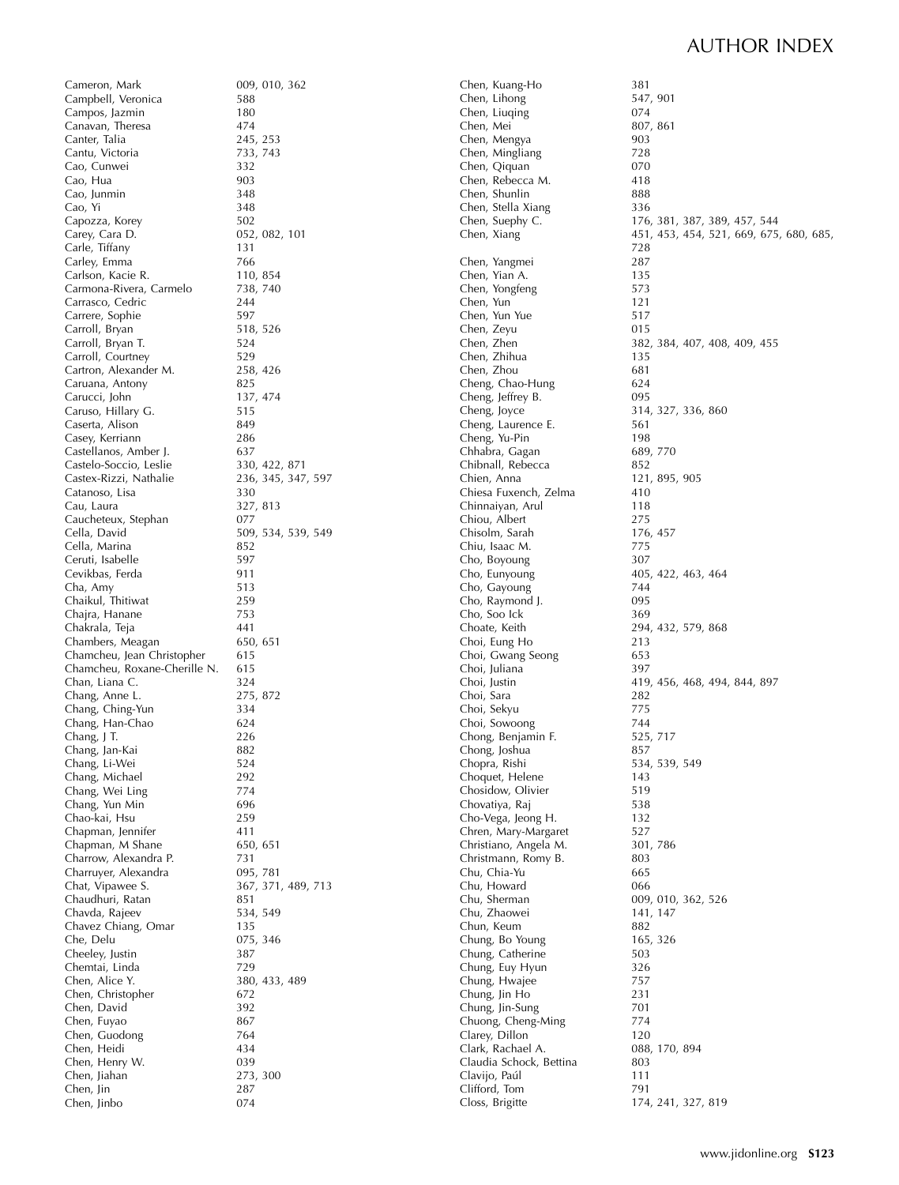# AUTHOR INDEX

Cameron, Mark 009, 010, 362
Campbell, Veronica 588
Campos, Jazmin 180
Canavan, Theresa 474
Canter, Talia 245, 253
Cantu, Victoria 733, 743
Cao, Cunwei 332
Cao, Hua 903
Cao, Junmin 348
Cao, Yi 348
Capozza, Korey 502
Carey, Cara D. 052, 082, 101
Carle, Tiffany 131
Carley, Emma 766
Carlson, Kacie R. 110, 854
Carmona-Rivera, Carmelo 738, 740
Carrasco, Cedric 244
Carrere, Sophie 597
Carroll, Bryan 518, 526
Carroll, Bryan T. 524
Carroll, Courtney 529
Cartron, Alexander M. 258, 426
Caruana, Antony 825
Carucci, John 137, 474
Caruso, Hillary G. 515
Caserta, Alison 849
Casey, Kerriann 286
Castellanos, Amber J. 637
Castelo-Soccio, Leslie 330, 422, 871
Castex-Rizzi, Nathalie 236, 345, 347, 597
Catanoso, Lisa 330
Cau, Laura 327, 813
Caucheteux, Stephan 077
Cella, David 509, 534, 539, 549
Cella, Marina 852
Ceruti, Isabelle 597
Cevikbas, Ferda 911
Cha, Amy 513
Chaikul, Thitiwat 259
Chajra, Hanane 753
Chakrala, Teja 441
Chambers, Meagan 650, 651
Chamcheu, Jean Christopher 615
Chamcheu, Roxane-Cherille N. 615
Chan, Liana C. 324
Chang, Anne L. 275, 872
Chang, Ching-Yun 334
Chang, Han-Chao 624
Chang, J T. 226
Chang, Jan-Kai 882
Chang, Li-Wei 524
Chang, Michael 292
Chang, Wei Ling 774
Chang, Yun Min 696
Chao-kai, Hsu 259
Chapman, Jennifer 411
Chapman, M Shane 650, 651
Charrow, Alexandra P. 731
Charruyer, Alexandra 095, 781
Chat, Vipawee S. 367, 371, 489, 713
Chaudhuri, Ratan 851
Chavda, Rajeev 534, 549
Chavez Chiang, Omar 135
Che, Delu 075, 346
Cheeley, Justin 387
Chemtai, Linda 729
Chen, Alice Y. 380, 433, 489
Chen, Christopher 672
Chen, David 392
Chen, Fuyao 867
Chen, Guodong 764
Chen, Heidi 434
Chen, Henry W. 039
Chen, Jiahan 273, 300
Chen, Jin 287
Chen, Jinbo 074
Chen, Kuang-Ho 381
Chen, Lihong 547, 901
Chen, Liuqing 074
Chen, Mei 807, 861
Chen, Mengya 903
Chen, Mingliang 728
Chen, Qiquan 070
Chen, Rebecca M. 418
Chen, Shunlin 888
Chen, Stella Xiang 336
Chen, Suephy C. 176, 381, 387, 389, 457, 544
Chen, Xiang 451, 453, 454, 521, 669, 675, 680, 685, 728
Chen, Yangmei 287
Chen, Yian A. 135
Chen, Yongfeng 573
Chen, Yun 121
Chen, Yun Yue 517
Chen, Zeyu 015
Chen, Zhen 382, 384, 407, 408, 409, 455
Chen, Zhihua 135
Chen, Zhou 681
Cheng, Chao-Hung 624
Cheng, Jeffrey B. 095
Cheng, Joyce 314, 327, 336, 860
Cheng, Laurence E. 561
Cheng, Yu-Pin 198
Chhabra, Gagan 689, 770
Chibnall, Rebecca 852
Chien, Anna 121, 895, 905
Chiesa Fuxench, Zelma 410
Chinnaiyan, Arul 118
Chiou, Albert 275
Chisolm, Sarah 176, 457
Chiu, Isaac M. 775
Cho, Boyoung 307
Cho, Eunyoung 405, 422, 463, 464
Cho, Gayoung 744
Cho, Raymond J. 095
Cho, Soo Ick 369
Choate, Keith 294, 432, 579, 868
Choi, Eung Ho 213
Choi, Gwang Seong 653
Choi, Juliana 397
Choi, Justin 419, 456, 468, 494, 844, 897
Choi, Sara 282
Choi, Sekyu 775
Choi, Sowoong 744
Chong, Benjamin F. 525, 717
Chong, Joshua 857
Chopra, Rishi 534, 539, 549
Choquet, Helene 143
Chosidow, Olivier 519
Chovatiya, Raj 538
Cho-Vega, Jeong H. 132
Chren, Mary-Margaret 527
Christiano, Angela M. 301, 786
Christmann, Romy B. 803
Chu, Chia-Yu 665
Chu, Howard 066
Chu, Sherman 009, 010, 362, 526
Chu, Zhaowei 141, 147
Chun, Keum 882
Chung, Bo Young 165, 326
Chung, Catherine 503
Chung, Euy Hyun 326
Chung, Hwajee 757
Chung, Jin Ho 231
Chung, Jin-Sung 701
Chuong, Cheng-Ming 774
Clarey, Dillon 120
Clark, Rachael A. 088, 170, 894
Claudia Schock, Bettina 803
Clavijo, Paúl 111
Clifford, Tom 791
Closs, Brigitte 174, 241, 327, 819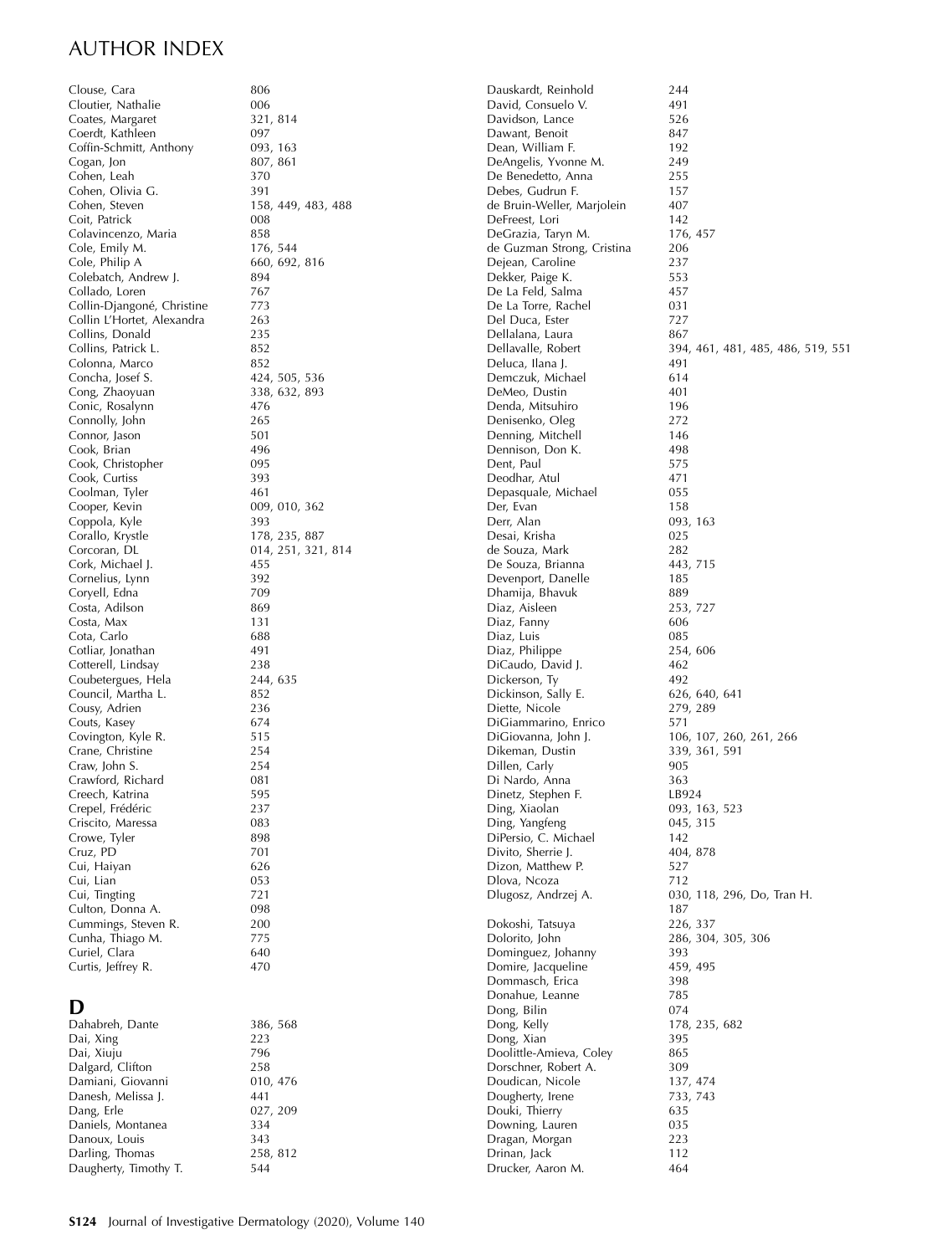# AUTHOR INDEX

Clouse, Cara 806
Cloutier, Nathalie 006
Coates, Margaret 321, 814
Coerdt, Kathleen 097
Coffin-Schmitt, Anthony 093, 163
Cogan, Jon 807, 861
Cohen, Leah 370
Cohen, Olivia G. 391
Cohen, Steven 158, 449, 483, 488
Coit, Patrick 008
Colavincenzo, Maria 858
Cole, Emily M. 176, 544
Cole, Philip A 660, 692, 816
Colebatch, Andrew J. 894
Collado, Loren 767
Collin-Djangoné, Christine 773
Collin L'Hortet, Alexandra 263
Collins, Donald 235
Collins, Patrick L. 852
Colonna, Marco 852
Concha, Josef S. 424, 505, 536
Cong, Zhaoyuan 338, 632, 893
Conic, Rosalynn 476
Connolly, John 265
Connor, Jason 501
Cook, Brian 496
Cook, Christopher 095
Cook, Curtiss 393
Coolman, Tyler 461
Cooper, Kevin 009, 010, 362
Coppola, Kyle 393
Corallo, Krystle 178, 235, 887
Corcoran, DL 014, 251, 321, 814
Cork, Michael J. 455
Cornelius, Lynn 392
Coryell, Edna 709
Costa, Adilson 869
Costa, Max 131
Cota, Carlo 688
Cotliar, Jonathan 491
Cotterell, Lindsay 238
Coubetergues, Hela 244, 635
Council, Martha L. 852
Cousy, Adrien 236
Couts, Kasey 674
Covington, Kyle R. 515
Crane, Christine 254
Craw, John S. 254
Crawford, Richard 081
Creech, Katrina 595
Crepel, Frédéric 237
Criscito, Maressa 083
Crowe, Tyler 898
Cruz, PD 701
Cui, Haiyan 626
Cui, Lian 053
Cui, Tingting 721
Culton, Donna A. 098
Cummings, Steven R. 200
Cunha, Thiago M. 775
Curiel, Clara 640
Curtis, Jeffrey R. 470

## D

Dahabreh, Dante 386, 568
Dai, Xing 223
Dai, Xiuju 796
Dalgard, Clifton 258
Damiani, Giovanni 010, 476
Danesh, Melissa J. 441
Dang, Erle 027, 209
Daniels, Montanea 334
Danoux, Louis 343
Darling, Thomas 258, 812
Daugherty, Timothy T. 544
Dauskardt, Reinhold 244
David, Consuelo V. 491
Davidson, Lance 526
Dawant, Benoit 847
Dean, William F. 192
DeAngelis, Yvonne M. 249
De Benedetto, Anna 255
Debes, Gudrun F. 157
de Bruin-Weller, Marjolein 407
DeFreest, Lori 142
DeGrazia, Taryn M. 176, 457
de Guzman Strong, Cristina 206
Dejean, Caroline 237
Dekker, Paige K. 553
De La Feld, Salma 457
De La Torre, Rachel 031
Del Duca, Ester 727
Dellalana, Laura 867
Dellavalle, Robert 394, 461, 481, 485, 486, 519, 551
Deluca, Ilana J. 491
Demczuk, Michael 614
DeMeo, Dustin 401
Denda, Mitsuhiro 196
Denisenko, Oleg 272
Denning, Mitchell 146
Dennison, Don K. 498
Dent, Paul 575
Deodhar, Atul 471
Depasquale, Michael 055
Der, Evan 158
Derr, Alan 093, 163
Desai, Krisha 025
de Souza, Mark 282
De Souza, Brianna 443, 715
Devenport, Danelle 185
Dhamija, Bhavuk 889
Diaz, Aisleen 253, 727
Diaz, Fanny 606
Diaz, Luis 085
Diaz, Philippe 254, 606
DiCaudo, David J. 462
Dickerson, Ty 492
Dickinson, Sally E. 626, 640, 641
Diette, Nicole 279, 289
DiGiammarino, Enrico 571
DiGiovanna, John J. 106, 107, 260, 261, 266
Dikeman, Dustin 339, 361, 591
Dillen, Carly 905
Di Nardo, Anna 363
Dinetz, Stephen F. LB924
Ding, Xiaolan 093, 163, 523
Ding, Yangfeng 045, 315
DiPersio, C. Michael 142
Divito, Sherrie J. 404, 878
Dizon, Matthew P. 527
Dlova, Ncoza 712
Dlugosz, Andrzej A. 030, 118, 296, Do, Tran H. 187
Dokoshi, Tatsuya 226, 337
Dolorito, John 286, 304, 305, 306
Dominguez, Johanny 393
Domire, Jacqueline 459, 495
Dommasch, Erica 398
Donahue, Leanne 785
Dong, Bilin 074
Dong, Kelly 178, 235, 682
Dong, Xian 395
Doolittle-Amieva, Coley 865
Dorschner, Robert A. 309
Doudican, Nicole 137, 474
Dougherty, Irene 733, 743
Douki, Thierry 635
Downing, Lauren 035
Dragan, Morgan 223
Drinan, Jack 112
Drucker, Aaron M. 464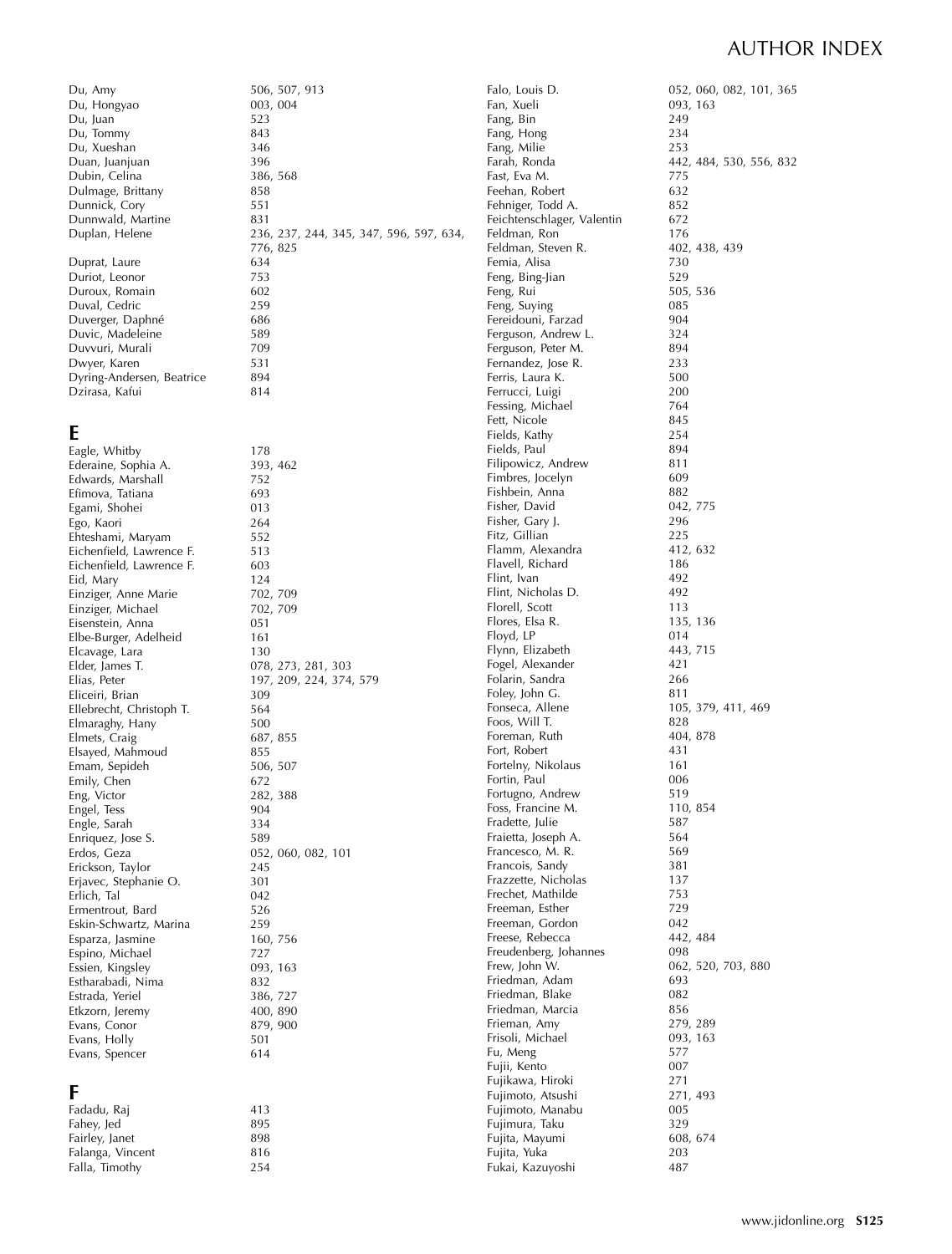# AUTHOR INDEX

Du, Amy 506, 507, 913
Du, Hongyao 003, 004
Du, Juan 523
Du, Tommy 843
Du, Xueshan 346
Duan, Juanjuan 396
Dubin, Celina 386, 568
Dulmage, Brittany 858
Dunnick, Cory 551
Dunnwald, Martine 831
Duplan, Helene 236, 237, 244, 345, 347, 596, 597, 634, 776, 825
Duprat, Laure 634
Duriot, Leonor 753
Duroux, Romain 602
Duval, Cedric 259
Duverger, Daphné 686
Duvic, Madeleine 589
Duvvuri, Murali 709
Dwyer, Karen 531
Dyring-Andersen, Beatrice 894
Dzirasa, Kafui 814

## E

Eagle, Whitby 178
Ederaine, Sophia A. 393, 462
Edwards, Marshall 752
Efimova, Tatiana 693
Egami, Shohei 013
Ego, Kaori 264
Ehteshami, Maryam 552
Eichenfield, Lawrence F. 513
Eichenfield, Lawrence F. 603
Eid, Mary 124
Einziger, Anne Marie 702, 709
Einziger, Michael 702, 709
Eisenstein, Anna 051
Elbe-Burger, Adelheid 161
Elcavage, Lara 130
Elder, James T. 078, 273, 281, 303
Elias, Peter 197, 209, 224, 374, 579
Eliceiri, Brian 309
Ellebrecht, Christoph T. 564
Elmaraghy, Hany 500
Elmets, Craig 687, 855
Elsayed, Mahmoud 855
Emam, Sepideh 506, 507
Emily, Chen 672
Eng, Victor 282, 388
Engel, Tess 904
Engle, Sarah 334
Enriquez, Jose S. 589
Erdos, Geza 052, 060, 082, 101
Erickson, Taylor 245
Erjavec, Stephanie O. 301
Erlich, Tal 042
Ermentrout, Bard 526
Eskin-Schwartz, Marina 259
Esparza, Jasmine 160, 756
Espino, Michael 727
Essien, Kingsley 093, 163
Estharabadi, Nima 832
Estrada, Yeriel 386, 727
Etkzorn, Jeremy 400, 890
Evans, Conor 879, 900
Evans, Holly 501
Evans, Spencer 614

## F

Fadadu, Raj 413
Fahey, Jed 895
Fairley, Janet 898
Falanga, Vincent 816
Falla, Timothy 254
Falo, Louis D. 052, 060, 082, 101, 365
Fan, Xueli 093, 163
Fang, Bin 249
Fang, Hong 234
Fang, Milie 253
Farah, Ronda 442, 484, 530, 556, 832
Fast, Eva M. 775
Feehan, Robert 632
Fehniger, Todd A. 852
Feichtenschlager, Valentin 672
Feldman, Ron 176
Feldman, Steven R. 402, 438, 439
Femia, Alisa 730
Feng, Bing-Jian 529
Feng, Rui 505, 536
Feng, Suying 085
Fereidouni, Farzad 904
Ferguson, Andrew L. 324
Ferguson, Peter M. 894
Fernandez, Jose R. 233
Ferris, Laura K. 500
Ferrucci, Luigi 200
Fessing, Michael 764
Fett, Nicole 845
Fields, Kathy 254
Fields, Paul 894
Filipowicz, Andrew 811
Fimbres, Jocelyn 609
Fishbein, Anna 882
Fisher, David 042, 775
Fisher, Gary J. 296
Fitz, Gillian 225
Flamm, Alexandra 412, 632
Flavell, Richard 186
Flint, Ivan 492
Flint, Nicholas D. 492
Florell, Scott 113
Flores, Elsa R. 135, 136
Floyd, LP 014
Flynn, Elizabeth 443, 715
Fogel, Alexander 421
Folarin, Sandra 266
Foley, John G. 811
Fonseca, Allene 105, 379, 411, 469
Foos, Will T. 828
Foreman, Ruth 404, 878
Fort, Robert 431
Fortelny, Nikolaus 161
Fortin, Paul 006
Fortugno, Andrew 519
Foss, Francine M. 110, 854
Fradette, Julie 587
Fraietta, Joseph A. 564
Francesco, M. R. 569
Francois, Sandy 381
Frazzette, Nicholas 137
Frechet, Mathilde 753
Freeman, Esther 729
Freeman, Gordon 042
Freese, Rebecca 442, 484
Freudenberg, Johannes 098
Frew, John W. 062, 520, 703, 880
Friedman, Adam 693
Friedman, Blake 082
Friedman, Marcia 856
Frieman, Amy 279, 289
Frisoli, Michael 093, 163
Fu, Meng 577
Fujii, Kento 007
Fujikawa, Hiroki 271
Fujimoto, Atsushi 271, 493
Fujimoto, Manabu 005
Fujimura, Taku 329
Fujita, Mayumi 608, 674
Fujita, Yuka 203
Fukai, Kazuyoshi 487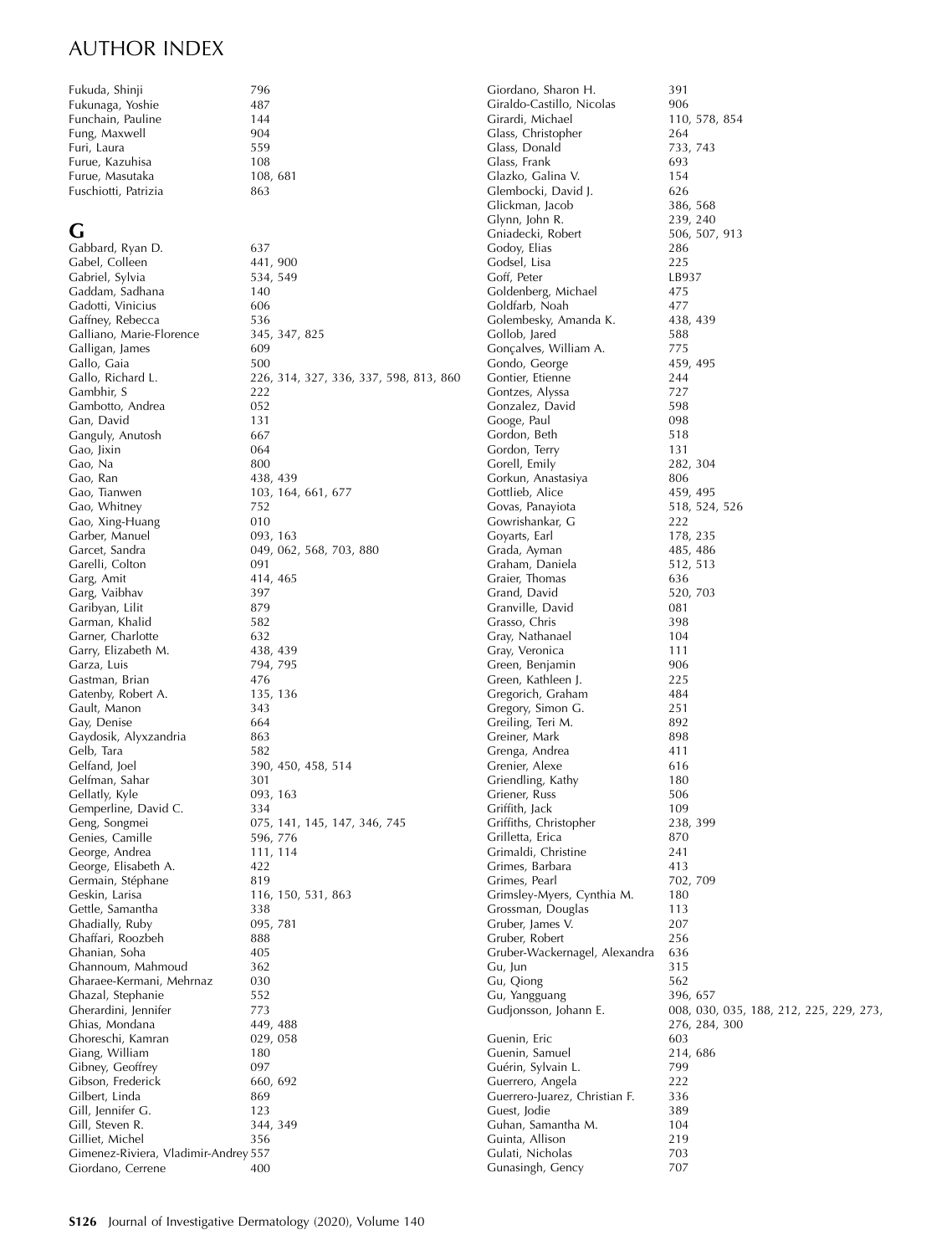# AUTHOR INDEX

Fukuda, Shinji 796
Fukunaga, Yoshie 487
Funchain, Pauline 144
Fung, Maxwell 904
Furi, Laura 559
Furue, Kazuhisa 108
Furue, Masutaka 108, 681
Fuschiotti, Patrizia 863

## G

Gabbard, Ryan D. 637
Gabel, Colleen 441, 900
Gabriel, Sylvia 534, 549
Gaddam, Sadhana 140
Gadotti, Vinicius 606
Gaffney, Rebecca 536
Galliano, Marie-Florence 345, 347, 825
Galligan, James 609
Gallo, Gaia 500
Gallo, Richard L. 226, 314, 327, 336, 337, 598, 813, 860
Gambhir, S 222
Gambotto, Andrea 052
Gan, David 131
Ganguly, Anutosh 667
Gao, Jixin 064
Gao, Na 800
Gao, Ran 438, 439
Gao, Tianwen 103, 164, 661, 677
Gao, Whitney 752
Gao, Xing-Huang 010
Garber, Manuel 093, 163
Garcet, Sandra 049, 062, 568, 703, 880
Garelli, Colton 091
Garg, Amit 414, 465
Garg, Vaibhav 397
Garibyan, Lilit 879
Garman, Khalid 582
Garner, Charlotte 632
Garry, Elizabeth M. 438, 439
Garza, Luis 794, 795
Gastman, Brian 476
Gatenby, Robert A. 135, 136
Gault, Manon 343
Gay, Denise 664
Gaydosik, Alyxzandria 863
Gelb, Tara 582
Gelfand, Joel 390, 450, 458, 514
Gelfman, Sahar 301
Gellatly, Kyle 093, 163
Gemperline, David C. 334
Geng, Songmei 075, 141, 145, 147, 346, 745
Genies, Camille 596, 776
George, Andrea 111, 114
George, Elisabeth A. 422
Germain, Stéphane 819
Geskin, Larisa 116, 150, 531, 863
Gettle, Samantha 338
Ghadially, Ruby 095, 781
Ghaffari, Roozbeh 888
Ghanian, Soha 405
Ghannoum, Mahmoud 362
Gharaee-Kermani, Mehrnaz 030
Ghazal, Stephanie 552
Gherardini, Jennifer 773
Ghias, Mondana 449, 488
Ghoreschi, Kamran 029, 058
Giang, William 180
Gibney, Geoffrey 097
Gibson, Frederick 660, 692
Gilbert, Linda 869
Gill, Jennifer G. 123
Gill, Steven R. 344, 349
Gilliet, Michel 356
Gimenez-Riviera, Vladimir-Andrey 557
Giordano, Cerrene 400
Giordano, Sharon H. 391
Giraldo-Castillo, Nicolas 906
Girardi, Michael 110, 578, 854
Glass, Christopher 264
Glass, Donald 733, 743
Glass, Frank 693
Glazko, Galina V. 154
Glembocki, David J. 626
Glickman, Jacob 386, 568
Glynn, John R. 239, 240
Gniadecki, Robert 506, 507, 913
Godoy, Elias 286
Godsel, Lisa 225
Goff, Peter LB937
Goldenberg, Michael 475
Goldfarb, Noah 477
Golembesky, Amanda K. 438, 439
Gollob, Jared 588
Gonçalves, William A. 775
Gondo, George 459, 495
Gontier, Etienne 244
Gontzes, Alyssa 727
Gonzalez, David 598
Googe, Paul 098
Gordon, Beth 518
Gordon, Terry 131
Gorell, Emily 282, 304
Gorkun, Anastasiya 806
Gottlieb, Alice 459, 495
Govas, Panayiota 518, 524, 526
Gowrishankar, G 222
Goyarts, Earl 178, 235
Grada, Ayman 485, 486
Graham, Daniela 512, 513
Graier, Thomas 636
Grand, David 520, 703
Granville, David 081
Grasso, Chris 398
Gray, Nathanael 104
Gray, Veronica 111
Green, Benjamin 906
Green, Kathleen J. 225
Gregorich, Graham 484
Gregory, Simon G. 251
Greiling, Teri M. 892
Greiner, Mark 898
Grenga, Andrea 411
Grenier, Alexe 616
Griendling, Kathy 180
Griener, Russ 506
Griffith, Jack 109
Griffiths, Christopher 238, 399
Grilletta, Erica 870
Grimaldi, Christine 241
Grimes, Barbara 413
Grimes, Pearl 702, 709
Grimsley-Myers, Cynthia M. 180
Grossman, Douglas 113
Gruber, James V. 207
Gruber, Robert 256
Gruber-Wackernagel, Alexandra 636
Gu, Jun 315
Gu, Qiong 562
Gu, Yangguang 396, 657
Gudjonsson, Johann E. 008, 030, 035, 188, 212, 225, 229, 273, 276, 284, 300
Guenin, Eric 603
Guenin, Samuel 214, 686
Guérin, Sylvain L. 799
Guerrero, Angela 222
Guerrero-Juarez, Christian F. 336
Guest, Jodie 389
Guhan, Samantha M. 104
Guinta, Allison 219
Gulati, Nicholas 703
Gunasingh, Gency 707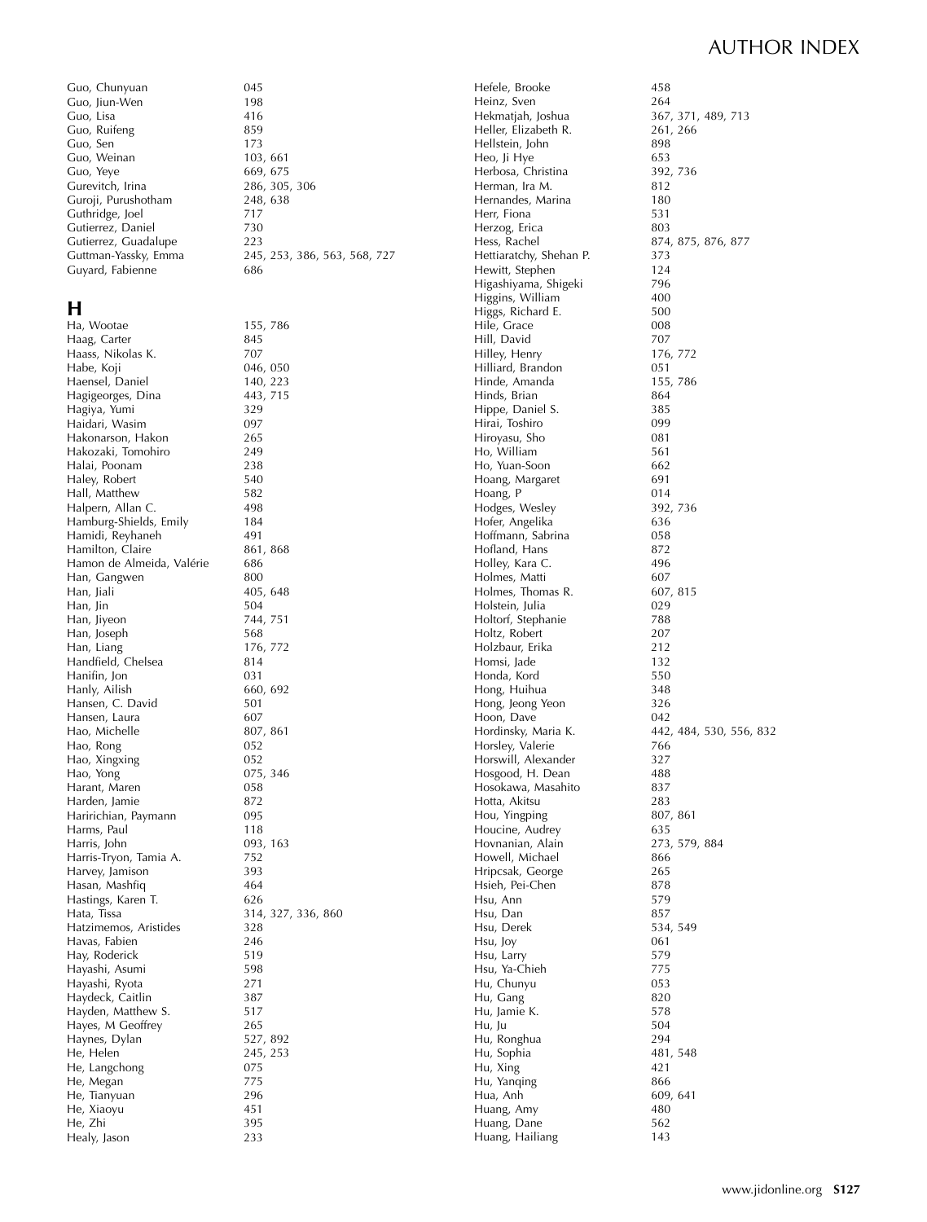# AUTHOR INDEX

Guo, Chunyuan 045
Guo, Jiun-Wen 198
Guo, Lisa 416
Guo, Ruifeng 859
Guo, Sen 173
Guo, Weinan 103, 661
Guo, Yeye 669, 675
Gurevitch, Irina 286, 305, 306
Guroji, Purushotham 248, 638
Guthridge, Joel 717
Gutierrez, Daniel 730
Gutierrez, Guadalupe 223
Guttman-Yassky, Emma 245, 253, 386, 563, 568, 727
Guyard, Fabienne 686

## H

Ha, Wootae 155, 786
Haag, Carter 845
Haass, Nikolas K. 707
Habe, Koji 046, 050
Haensel, Daniel 140, 223
Hagigeorges, Dina 443, 715
Hagiya, Yumi 329
Haidari, Wasim 097
Hakonarson, Hakon 265
Hakozaki, Tomohiro 249
Halai, Poonam 238
Haley, Robert 540
Hall, Matthew 582
Halpern, Allan C. 498
Hamburg-Shields, Emily 184
Hamidi, Reyhaneh 491
Hamilton, Claire 861, 868
Hamon de Almeida, Valérie 686
Han, Gangwen 800
Han, Jiali 405, 648
Han, Jin 504
Han, Jiyeon 744, 751
Han, Joseph 568
Han, Liang 176, 772
Handfield, Chelsea 814
Hanifin, Jon 031
Hanly, Ailish 660, 692
Hansen, C. David 501
Hansen, Laura 607
Hao, Michelle 807, 861
Hao, Rong 052
Hao, Xingxing 052
Hao, Yong 075, 346
Harant, Maren 058
Harden, Jamie 872
Haririchian, Paymann 095
Harms, Paul 118
Harris, John 093, 163
Harris-Tryon, Tamia A. 752
Harvey, Jamison 393
Hasan, Mashfiq 464
Hastings, Karen T. 626
Hata, Tissa 314, 327, 336, 860
Hatzimemos, Aristides 328
Havas, Fabien 246
Hay, Roderick 519
Hayashi, Asumi 598
Hayashi, Ryota 271
Haydeck, Caitlin 387
Hayden, Matthew S. 517
Hayes, M Geoffrey 265
Haynes, Dylan 527, 892
He, Helen 245, 253
He, Langchong 075
He, Megan 775
He, Tianyuan 296
He, Xiaoyu 451
He, Zhi 395
Healy, Jason 233
Hefele, Brooke 458
Heinz, Sven 264
Hekmatjah, Joshua 367, 371, 489, 713
Heller, Elizabeth R. 261, 266
Hellstein, John 898
Heo, Ji Hye 653
Herbosa, Christina 392, 736
Herman, Ira M. 812
Hernandes, Marina 180
Herr, Fiona 531
Herzog, Erica 803
Hess, Rachel 874, 875, 876, 877
Hettiaratchy, Shehan P. 373
Hewitt, Stephen 124
Higashiyama, Shigeki 796
Higgins, William 400
Higgs, Richard E. 500
Hile, Grace 008
Hill, David 707
Hilley, Henry 176, 772
Hilliard, Brandon 051
Hinde, Amanda 155, 786
Hinds, Brian 864
Hippe, Daniel S. 385
Hirai, Toshiro 099
Hiroyasu, Sho 081
Ho, William 561
Ho, Yuan-Soon 662
Hoang, Margaret 691
Hoang, P 014
Hodges, Wesley 392, 736
Hofer, Angelika 636
Hoffmann, Sabrina 058
Hofland, Hans 872
Holley, Kara C. 496
Holmes, Matti 607
Holmes, Thomas R. 607, 815
Holstein, Julia 029
Holtorf, Stephanie 788
Holtz, Robert 207
Holzbaur, Erika 212
Homsi, Jade 132
Honda, Kord 550
Hong, Huihua 348
Hong, Jeong Yeon 326
Hoon, Dave 042
Hordinsky, Maria K. 442, 484, 530, 556, 832
Horsley, Valerie 766
Horswill, Alexander 327
Hosgood, H. Dean 488
Hosokawa, Masahito 837
Hotta, Akitsu 283
Hou, Yingping 807, 861
Houcine, Audrey 635
Hovnanian, Alain 273, 579, 884
Howell, Michael 866
Hripcsak, George 265
Hsieh, Pei-Chen 878
Hsu, Ann 579
Hsu, Dan 857
Hsu, Derek 534, 549
Hsu, Joy 061
Hsu, Larry 579
Hsu, Ya-Chieh 775
Hu, Chunyu 053
Hu, Gang 820
Hu, Jamie K. 578
Hu, Ju 504
Hu, Ronghua 294
Hu, Sophia 481, 548
Hu, Xing 421
Hu, Yanqing 866
Hua, Anh 609, 641
Huang, Amy 480
Huang, Dane 562
Huang, Hailiang 143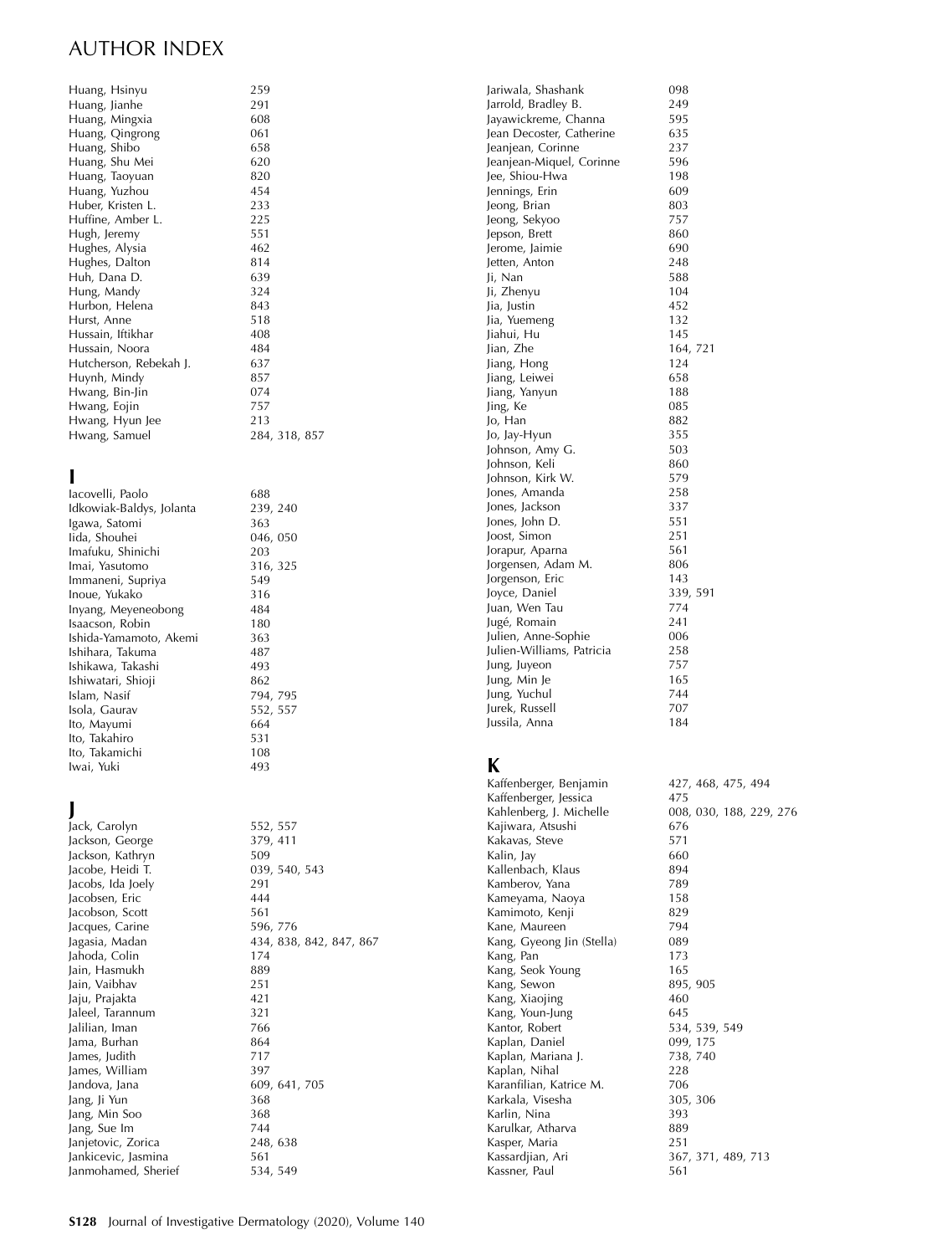# AUTHOR INDEX

Huang, Hsinyu 259
Huang, Jianhe 291
Huang, Mingxia 608
Huang, Qingrong 061
Huang, Shibo 658
Huang, Shu Mei 620
Huang, Taoyuan 820
Huang, Yuzhou 454
Huber, Kristen L. 233
Huffine, Amber L. 225
Hugh, Jeremy 551
Hughes, Alysia 462
Hughes, Dalton 814
Huh, Dana D. 639
Hung, Mandy 324
Hurbon, Helena 843
Hurst, Anne 518
Hussain, Iftikhar 408
Hussain, Noora 484
Hutcherson, Rebekah J. 637
Huynh, Mindy 857
Hwang, Bin-Jin 074
Hwang, Eojin 757
Hwang, Hyun Jee 213
Hwang, Samuel 284, 318, 857

## I

Iacovelli, Paolo 688
Idkowiak-Baldys, Jolanta 239, 240
Igawa, Satomi 363
Iida, Shouhei 046, 050
Imafuku, Shinichi 203
Imai, Yasutomo 316, 325
Immaneni, Supriya 549
Inoue, Yukako 316
Inyang, Meyeneobong 484
Isaacson, Robin 180
Ishida-Yamamoto, Akemi 363
Ishihara, Takuma 487
Ishikawa, Takashi 493
Ishiwatari, Shioji 862
Islam, Nasif 794, 795
Isola, Gaurav 552, 557
Ito, Mayumi 664
Ito, Takahiro 531
Ito, Takamichi 108
Iwai, Yuki 493

## J

Jack, Carolyn 552, 557
Jackson, George 379, 411
Jackson, Kathryn 509
Jacobe, Heidi T. 039, 540, 543
Jacobs, Ida Joely 291
Jacobsen, Eric 444
Jacobson, Scott 561
Jacques, Carine 596, 776
Jagasia, Madan 434, 838, 842, 847, 867
Jahoda, Colin 174
Jain, Hasmukh 889
Jain, Vaibhav 251
Jaju, Prajakta 421
Jaleel, Tarannum 321
Jalilian, Iman 766
Jama, Burhan 864
James, Judith 717
James, William 397
Jandova, Jana 609, 641, 705
Jang, Ji Yun 368
Jang, Min Soo 368
Jang, Sue Im 744
Janjetovic, Zorica 248, 638
Jankicevic, Jasmina 561
Janmohamed, Sherief 534, 549
Jariwala, Shashank 098
Jarrold, Bradley B. 249
Jayawickreme, Channa 595
Jean Decoster, Catherine 635
Jeanjean, Corinne 237
Jeanjean-Miquel, Corinne 596
Jee, Shiou-Hwa 198
Jennings, Erin 609
Jeong, Brian 803
Jeong, Sekyoo 757
Jepson, Brett 860
Jerome, Jaimie 690
Jetten, Anton 248
Ji, Nan 588
Ji, Zhenyu 104
Jia, Justin 452
Jia, Yuemeng 132
Jiahui, Hu 145
Jian, Zhe 164, 721
Jiang, Hong 124
Jiang, Leiwei 658
Jiang, Yanyun 188
Jing, Ke 085
Jo, Han 882
Jo, Jay-Hyun 355
Johnson, Amy G. 503
Johnson, Keli 860
Johnson, Kirk W. 579
Jones, Amanda 258
Jones, Jackson 337
Jones, John D. 551
Joost, Simon 251
Jorapur, Aparna 561
Jorgensen, Adam M. 806
Jorgenson, Eric 143
Joyce, Daniel 339, 591
Juan, Wen Tau 774
Jugé, Romain 241
Julien, Anne-Sophie 006
Julien-Williams, Patricia 258
Jung, Juyeon 757
Jung, Min Je 165
Jung, Yuchul 744
Jurek, Russell 707
Jussila, Anna 184

## K

Kaffenberger, Benjamin 427, 468, 475, 494
Kaffenberger, Jessica 475
Kahlenberg, J. Michelle 008, 030, 188, 229, 276
Kajiwara, Atsushi 676
Kakavas, Steve 571
Kalin, Jay 660
Kallenbach, Klaus 894
Kamberov, Yana 789
Kameyama, Naoya 158
Kamimoto, Kenji 829
Kane, Maureen 794
Kang, Gyeong Jin (Stella) 089
Kang, Pan 173
Kang, Seok Young 165
Kang, Sewon 895, 905
Kang, Xiaojing 460
Kang, Youn-Jung 645
Kantor, Robert 534, 539, 549
Kaplan, Daniel 099, 175
Kaplan, Mariana J. 738, 740
Kaplan, Nihal 228
Karanfilian, Katrice M. 706
Karkala, Visesha 305, 306
Karlin, Nina 393
Karulkar, Atharva 889
Kasper, Maria 251
Kassardjian, Ari 367, 371, 489, 713
Kassner, Paul 561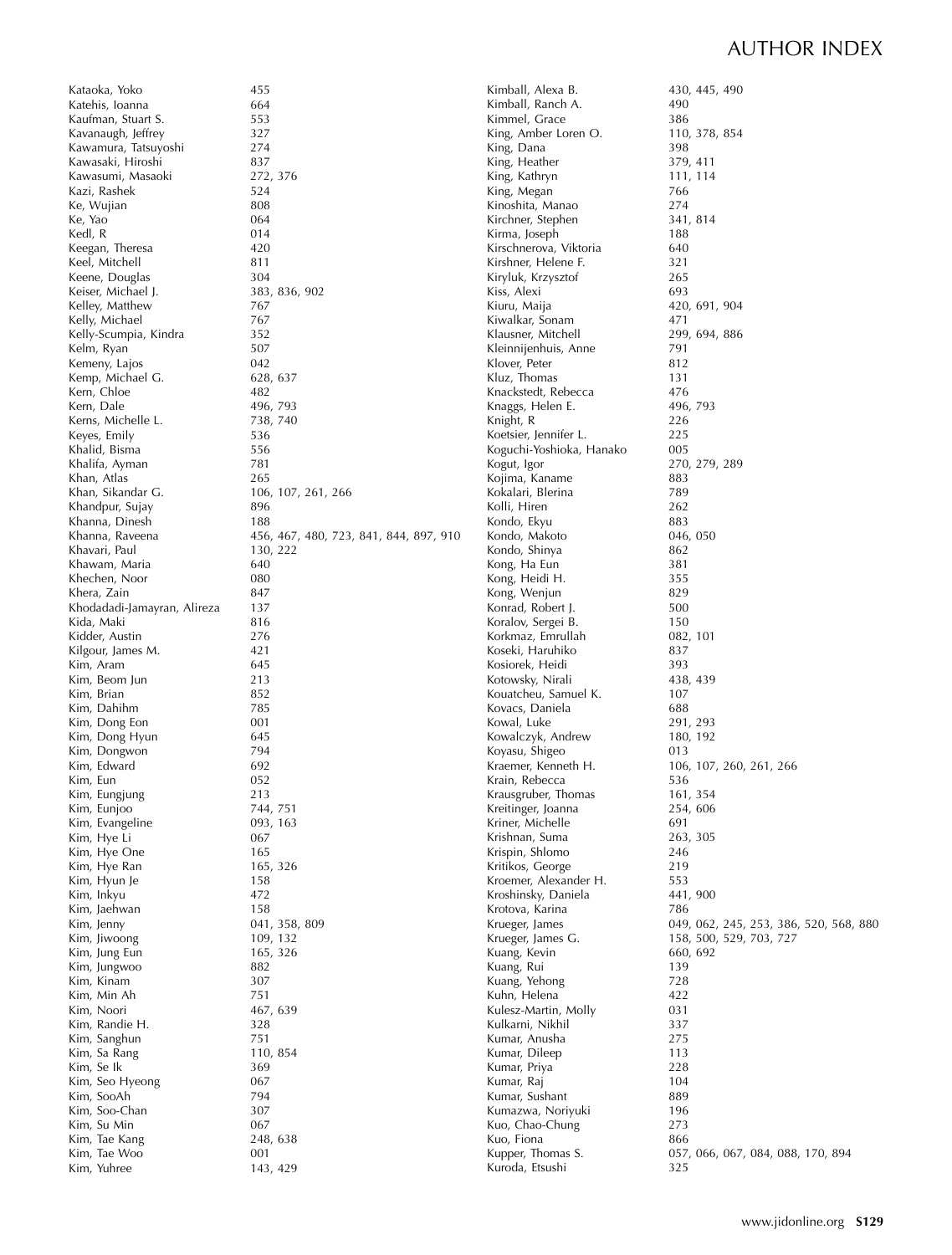# AUTHOR INDEX

Kataoka, Yoko 455
Katehis, Ioanna 664
Kaufman, Stuart S. 553
Kavanaugh, Jeffrey 327
Kawamura, Tatsuyoshi 274
Kawasaki, Hiroshi 837
Kawasumi, Masaoki 272, 376
Kazi, Rashek 524
Ke, Wujian 808
Ke, Yao 064
Kedl, R 014
Keegan, Theresa 420
Keel, Mitchell 811
Keene, Douglas 304
Keiser, Michael J. 383, 836, 902
Kelley, Matthew 767
Kelly, Michael 767
Kelly-Scumpia, Kindra 352
Kelm, Ryan 507
Kemeny, Lajos 042
Kemp, Michael G. 628, 637
Kern, Chloe 482
Kern, Dale 496, 793
Kerns, Michelle L. 738, 740
Keyes, Emily 536
Khalid, Bisma 556
Khalifa, Ayman 781
Khan, Atlas 265
Khan, Sikandar G. 106, 107, 261, 266
Khandpur, Sujay 896
Khanna, Dinesh 188
Khanna, Raveena 456, 467, 480, 723, 841, 844, 897, 910
Khavari, Paul 130, 222
Khawam, Maria 640
Khechen, Noor 080
Khera, Zain 847
Khodadadi-Jamayran, Alireza 137
Kida, Maki 816
Kidder, Austin 276
Kilgour, James M. 421
Kim, Aram 645
Kim, Beom Jun 213
Kim, Brian 852
Kim, Dahihm 785
Kim, Dong Eon 001
Kim, Dong Hyun 645
Kim, Dongwon 794
Kim, Edward 692
Kim, Eun 052
Kim, Eungjung 213
Kim, Eunjoo 744, 751
Kim, Evangeline 093, 163
Kim, Hye Li 067
Kim, Hye One 165
Kim, Hye Ran 165, 326
Kim, Hyun Je 158
Kim, Inkyu 472
Kim, Jaehwan 158
Kim, Jenny 041, 358, 809
Kim, Jiwoong 109, 132
Kim, Jung Eun 165, 326
Kim, Jungwoo 882
Kim, Kinam 307
Kim, Min Ah 751
Kim, Noori 467, 639
Kim, Randie H. 328
Kim, Sanghun 751
Kim, Sa Rang 110, 854
Kim, Se Ik 369
Kim, Seo Hyeong 067
Kim, SooAh 794
Kim, Soo-Chan 307
Kim, Su Min 067
Kim, Tae Kang 248, 638
Kim, Tae Woo 001
Kim, Yuhree 143, 429
Kimball, Alexa B. 430, 445, 490
Kimball, Ranch A. 490
Kimmel, Grace 386
King, Amber Loren O. 110, 378, 854
King, Dana 398
King, Heather 379, 411
King, Kathryn 111, 114
King, Megan 766
Kinoshita, Manao 274
Kirchner, Stephen 341, 814
Kirma, Joseph 188
Kirschnerova, Viktoria 640
Kirshner, Helene F. 321
Kiryluk, Krzysztof 265
Kiss, Alexi 693
Kiuru, Maija 420, 691, 904
Kiwalkar, Sonam 471
Klausner, Mitchell 299, 694, 886
Kleinnijenhuis, Anne 791
Klover, Peter 812
Kluz, Thomas 131
Knackstedt, Rebecca 476
Knaggs, Helen E. 496, 793
Knight, R 226
Koetsier, Jennifer L. 225
Koguchi-Yoshioka, Hanako 005
Kogut, Igor 270, 279, 289
Kojima, Kaname 883
Kokalari, Blerina 789
Kolli, Hiren 262
Kondo, Ekyu 883
Kondo, Makoto 046, 050
Kondo, Shinya 862
Kong, Ha Eun 381
Kong, Heidi H. 355
Kong, Wenjun 829
Konrad, Robert J. 500
Koralov, Sergei B. 150
Korkmaz, Emrullah 082, 101
Koseki, Haruhiko 837
Kosiorek, Heidi 393
Kotowsky, Nirali 438, 439
Kouatcheu, Samuel K. 107
Kovacs, Daniela 688
Kowal, Luke 291, 293
Kowalczyk, Andrew 180, 192
Koyasu, Shigeo 013
Kraemer, Kenneth H. 106, 107, 260, 261, 266
Krain, Rebecca 536
Krausgruber, Thomas 161, 354
Kreitinger, Joanna 254, 606
Kriner, Michelle 691
Krishnan, Suma 263, 305
Krispin, Shlomo 246
Kritikos, George 219
Kroemer, Alexander H. 553
Kroshinsky, Daniela 441, 900
Krotova, Karina 786
Krueger, James 049, 062, 245, 253, 386, 520, 568, 880
Krueger, James G. 158, 500, 529, 703, 727
Kuang, Kevin 660, 692
Kuang, Rui 139
Kuang, Yehong 728
Kuhn, Helena 422
Kulesz-Martin, Molly 031
Kulkarni, Nikhil 337
Kumar, Anusha 275
Kumar, Dileep 113
Kumar, Priya 228
Kumar, Raj 104
Kumar, Sushant 889
Kumazwa, Noriyuki 196
Kuo, Chao-Chung 273
Kuo, Fiona 866
Kupper, Thomas S. 057, 066, 067, 084, 088, 170, 894
Kuroda, Etsushi 325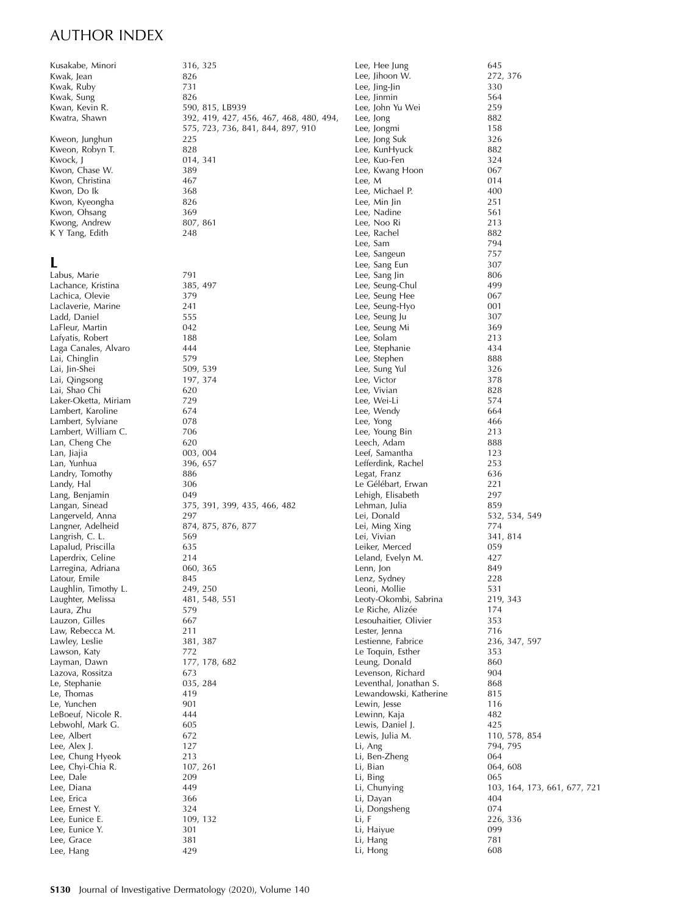# AUTHOR INDEX

Kusakabe, Minori 316, 325
Kwak, Jean 826
Kwak, Ruby 731
Kwak, Sung 826
Kwan, Kevin R. 590, 815, LB939
Kwatra, Shawn 392, 419, 427, 456, 467, 468, 480, 494, 575, 723, 736, 841, 844, 897, 910
Kweon, Junghun 225
Kweon, Robyn T. 828
Kwock, J 014, 341
Kwon, Chase W. 389
Kwon, Christina 467
Kwon, Do Ik 368
Kwon, Kyeongha 826
Kwon, Ohsang 369
Kwong, Andrew 807, 861
K Y Tang, Edith 248

## L

Labus, Marie 791
Lachance, Kristina 385, 497
Lachica, Olevie 379
Laclaverie, Marine 241
Ladd, Daniel 555
LaFleur, Martin 042
Lafyatis, Robert 188
Laga Canales, Alvaro 444
Lai, Chinglin 579
Lai, Jin-Shei 509, 539
Lai, Qingsong 197, 374
Lai, Shao Chi 620
Laker-Oketta, Miriam 729
Lambert, Karoline 674
Lambert, Sylviane 078
Lambert, William C. 706
Lan, Cheng Che 620
Lan, Jiajia 003, 004
Lan, Yunhua 396, 657
Landry, Tomothy 886
Landy, Hal 306
Lang, Benjamin 049
Langan, Sinead 375, 391, 399, 435, 466, 482
Langerveld, Anna 297
Langner, Adelheid 874, 875, 876, 877
Langrish, C. L. 569
Lapalud, Priscilla 635
Laperdrix, Celine 214
Larregina, Adriana 060, 365
Latour, Emile 845
Laughlin, Timothy L. 249, 250
Laughter, Melissa 481, 548, 551
Laura, Zhu 579
Lauzon, Gilles 667
Law, Rebecca M. 211
Lawley, Leslie 381, 387
Lawson, Katy 772
Layman, Dawn 177, 178, 682
Lazova, Rossitza 673
Le, Stephanie 035, 284
Le, Thomas 419
Le, Yunchen 901
LeBoeuf, Nicole R. 444
Lebwohl, Mark G. 605
Lee, Albert 672
Lee, Alex J. 127
Lee, Chung Hyeok 213
Lee, Chyi-Chia R. 107, 261
Lee, Dale 209
Lee, Diana 449
Lee, Erica 366
Lee, Ernest Y. 324
Lee, Eunice E. 109, 132
Lee, Eunice Y. 301
Lee, Grace 381
Lee, Hang 429
Lee, Hee Jung 645
Lee, Jihoon W. 272, 376
Lee, Jing-Jin 330
Lee, Jinmin 564
Lee, John Yu Wei 259
Lee, Jong 882
Lee, Jongmi 158
Lee, Jong Suk 326
Lee, KunHyuck 882
Lee, Kuo-Fen 324
Lee, Kwang Hoon 067
Lee, M 014
Lee, Michael P. 400
Lee, Min Jin 251
Lee, Nadine 561
Lee, Noo Ri 213
Lee, Rachel 882
Lee, Sam 794
Lee, Sangeun 757
Lee, Sang Eun 307
Lee, Sang Jin 806
Lee, Seung-Chul 499
Lee, Seung Hee 067
Lee, Seung-Hyo 001
Lee, Seung Ju 307
Lee, Seung Mi 369
Lee, Solam 213
Lee, Stephanie 434
Lee, Stephen 888
Lee, Sung Yul 326
Lee, Victor 378
Lee, Vivian 828
Lee, Wei-Li 574
Lee, Wendy 664
Lee, Yong 466
Lee, Young Bin 213
Leech, Adam 888
Leef, Samantha 123
Lefferdink, Rachel 253
Legat, Franz 636
Le Gélébart, Erwan 221
Lehigh, Elisabeth 297
Lehman, Julia 859
Lei, Donald 532, 534, 549
Lei, Ming Xing 774
Lei, Vivian 341, 814
Leiker, Merced 059
Leland, Evelyn M. 427
Lenn, Jon 849
Lenz, Sydney 228
Leoni, Mollie 531
Leoty-Okombi, Sabrina 219, 343
Le Riche, Alizée 174
Lesouhaitier, Olivier 353
Lester, Jenna 716
Lestienne, Fabrice 236, 347, 597
Le Toquin, Esther 353
Leung, Donald 860
Levenson, Richard 904
Leventhal, Jonathan S. 868
Lewandowski, Katherine 815
Lewin, Jesse 116
Lewinn, Kaja 482
Lewis, Daniel J. 425
Lewis, Julia M. 110, 578, 854
Li, Ang 794, 795
Li, Ben-Zheng 064
Li, Bian 064, 608
Li, Bing 065
Li, Chunying 103, 164, 173, 661, 677, 721
Li, Dayan 404
Li, Dongsheng 074
Li, F 226, 336
Li, Haiyue 099
Li, Hang 781
Li, Hong 608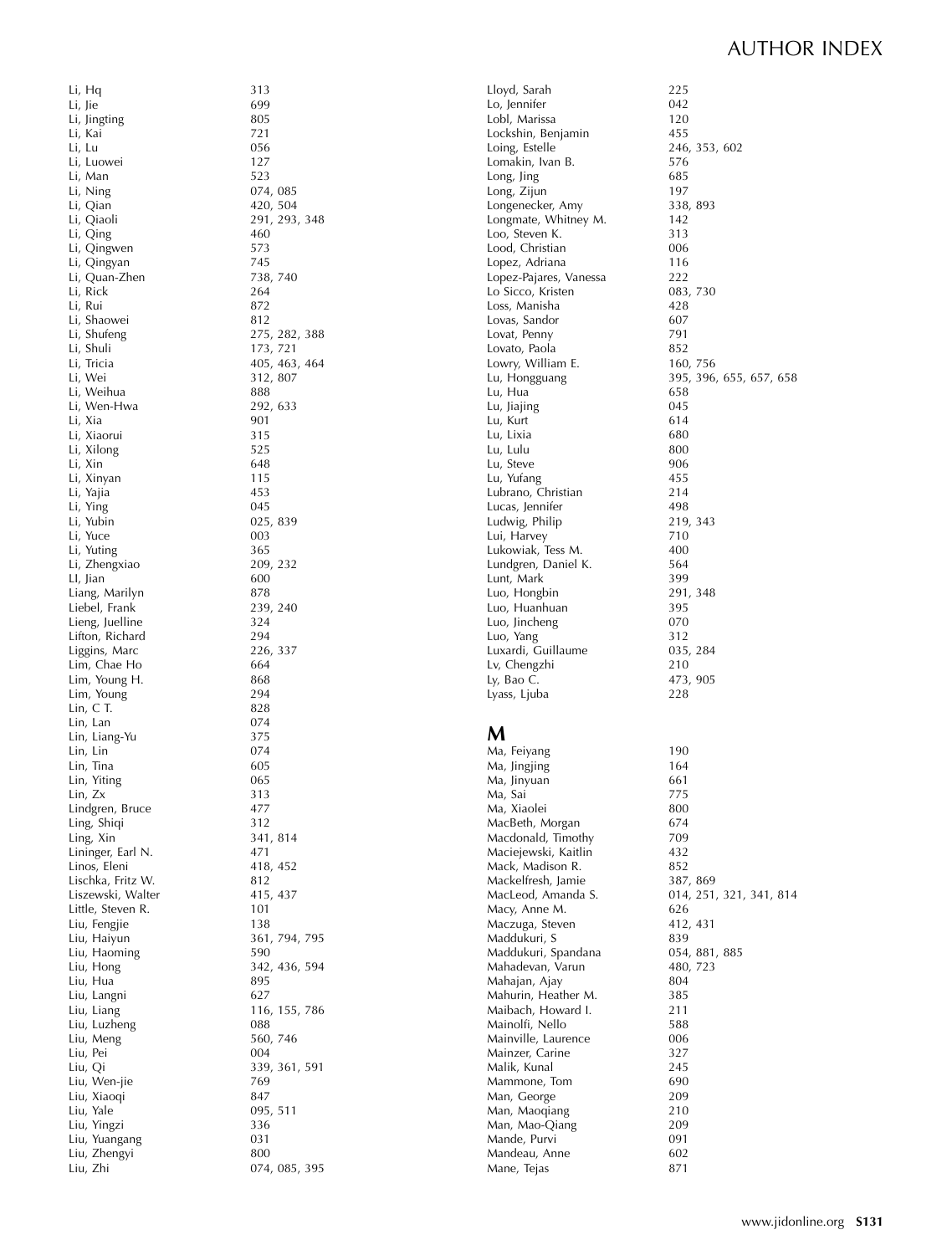Li, Hq 313
Li, Jie 699
Li, Jingting 805
Li, Kai 721
Li, Lu 056
Li, Luowei 127
Li, Man 523
Li, Ning 074, 085
Li, Qian 420, 504
Li, Qiaoli 291, 293, 348
Li, Qing 460
Li, Qingwen 573
Li, Qingyan 745
Li, Quan-Zhen 738, 740
Li, Rick 264
Li, Rui 872
Li, Shaowei 812
Li, Shufeng 275, 282, 388
Li, Shuli 173, 721
Li, Tricia 405, 463, 464
Li, Wei 312, 807
Li, Weihua 888
Li, Wen-Hwa 292, 633
Li, Xia 901
Li, Xiaorui 315
Li, Xilong 525
Li, Xin 648
Li, Xinyan 115
Li, Yajia 453
Li, Ying 045
Li, Yubin 025, 839
Li, Yuce 003
Li, Yuting 365
Li, Zhengxiao 209, 232
LI, Jian 600
Liang, Marilyn 878
Liebel, Frank 239, 240
Lieng, Juelline 324
Lifton, Richard 294
Liggins, Marc 226, 337
Lim, Chae Ho 664
Lim, Young H. 868
Lim, Young 294
Lin, C T. 828
Lin, Lan 074
Lin, Liang-Yu 375
Lin, Lin 074
Lin, Tina 605
Lin, Yiting 065
Lin, Zx 313
Lindgren, Bruce 477
Ling, Shiqi 312
Ling, Xin 341, 814
Lininger, Earl N. 471
Linos, Eleni 418, 452
Lischka, Fritz W. 812
Liszewski, Walter 415, 437
Little, Steven R. 101
Liu, Fengjie 138
Liu, Haiyun 361, 794, 795
Liu, Haoming 590
Liu, Hong 342, 436, 594
Liu, Hua 895
Liu, Langni 627
Liu, Liang 116, 155, 786
Liu, Luzheng 088
Liu, Meng 560, 746
Liu, Pei 004
Liu, Qi 339, 361, 591
Liu, Wen-jie 769
Liu, Xiaoqi 847
Liu, Yale 095, 511
Liu, Yingzi 336
Liu, Yuangang 031
Liu, Zhengyi 800
Liu, Zhi 074, 085, 395
Lloyd, Sarah 225
Lo, Jennifer 042
Lobl, Marissa 120
Lockshin, Benjamin 455
Loing, Estelle 246, 353, 602
Lomakin, Ivan B. 576
Long, Jing 685
Long, Zijun 197
Longenecker, Amy 338, 893
Longmate, Whitney M. 142
Loo, Steven K. 313
Lood, Christian 006
Lopez, Adriana 116
Lopez-Pajares, Vanessa 222
Lo Sicco, Kristen 083, 730
Loss, Manisha 428
Lovas, Sandor 607
Lovat, Penny 791
Lovato, Paola 852
Lowry, William E. 160, 756
Lu, Hongguang 395, 396, 655, 657, 658
Lu, Hua 658
Lu, Jiajing 045
Lu, Kurt 614
Lu, Lixia 680
Lu, Lulu 800
Lu, Steve 906
Lu, Yufang 455
Lubrano, Christian 214
Lucas, Jennifer 498
Ludwig, Philip 219, 343
Lui, Harvey 710
Lukowiak, Tess M. 400
Lundgren, Daniel K. 564
Lunt, Mark 399
Luo, Hongbin 291, 348
Luo, Huanhuan 395
Luo, Jincheng 070
Luo, Yang 312
Luxardi, Guillaume 035, 284
Lv, Chengzhi 210
Ly, Bao C. 473, 905
Lyass, Ljuba 228

## M

Ma, Feiyang 190
Ma, Jingjing 164
Ma, Jinyuan 661
Ma, Sai 775
Ma, Xiaolei 800
MacBeth, Morgan 674
Macdonald, Timothy 709
Maciejewski, Kaitlin 432
Mack, Madison R. 852
Mackelfresh, Jamie 387, 869
MacLeod, Amanda S. 014, 251, 321, 341, 814
Macy, Anne M. 626
Maczuga, Steven 412, 431
Maddukuri, S 839
Maddukuri, Spandana 054, 881, 885
Mahadevan, Varun 480, 723
Mahajan, Ajay 804
Mahurin, Heather M. 385
Maibach, Howard I. 211
Mainolfi, Nello 588
Mainville, Laurence 006
Mainzer, Carine 327
Malik, Kunal 245
Mammone, Tom 690
Man, George 209
Man, Maoqiang 210
Man, Mao-Qiang 209
Mande, Purvi 091
Mandeau, Anne 602
Mane, Tejas 871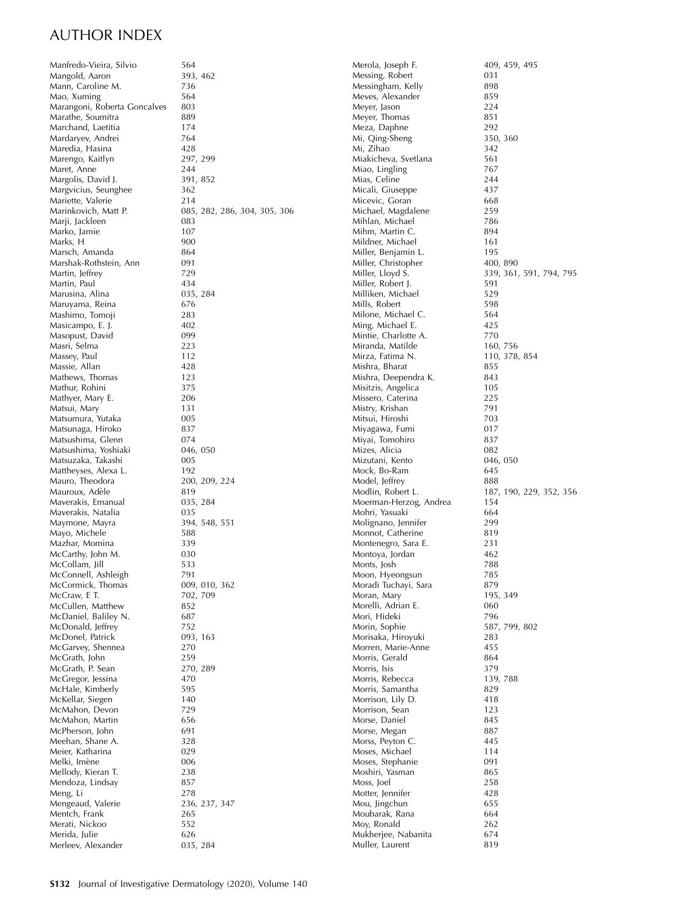# AUTHOR INDEX

Manfredo-Vieira, Silvio 564
Mangold, Aaron 393, 462
Mann, Caroline M. 736
Mao, Xuming 564
Marangoni, Roberta Goncalves 803
Marathe, Soumitra 889
Marchand, Laetitia 174
Mardaryev, Andrei 764
Maredia, Hasina 428
Marengo, Kaitlyn 297, 299
Maret, Anne 244
Margolis, David J. 391, 852
Margvicius, Seunghee 362
Mariette, Valerie 214
Marinkovich, Matt P. 085, 282, 286, 304, 305, 306
Marji, Jackleen 083
Marko, Jamie 107
Marks, H 900
Marsch, Amanda 864
Marshak-Rothstein, Ann 091
Martin, Jeffrey 729
Martin, Paul 434
Marusina, Alina 035, 284
Maruyama, Reina 676
Mashimo, Tomoji 283
Masicampo, E. J. 402
Masopust, David 099
Masri, Selma 223
Massey, Paul 112
Massie, Allan 428
Mathews, Thomas 123
Mathur, Rohini 375
Mathyer, Mary E. 206
Matsui, Mary 131
Matsumura, Yutaka 005
Matsunaga, Hiroko 837
Matsushima, Glenn 074
Matsushima, Yoshiaki 046, 050
Matsuzaka, Takashi 005
Mattheyses, Alexa L. 192
Mauro, Theodora 200, 209, 224
Mauroux, Adèle 819
Maverakis, Emanual 035, 284
Maverakis, Natalia 035
Maymone, Mayra 394, 548, 551
Mayo, Michele 588
Mazhar, Momina 339
McCarthy, John M. 030
McCollam, Jill 533
McConnell, Ashleigh 791
McCormick, Thomas 009, 010, 362
McCraw, E T. 702, 709
McCullen, Matthew 852
McDaniel, Baliley N. 687
McDonald, Jeffrey 752
McDonel, Patrick 093, 163
McGarvey, Shennea 270
McGrath, John 259
McGrath, P. Sean 270, 289
McGregor, Jessina 470
McHale, Kimberly 595
McKellar, Siegen 140
McMahon, Devon 729
McMahon, Martin 656
McPherson, John 691
Meehan, Shane A. 328
Meier, Katharina 029
Melki, Imène 006
Mellody, Kieran T. 238
Mendoza, Lindsay 857
Meng, Li 278
Mengeaud, Valerie 236, 237, 347
Mentch, Frank 265
Merati, Nickoo 552
Merida, Julie 626
Merleev, Alexander 035, 284
Merola, Joseph F. 409, 459, 495
Messing, Robert 031
Messingham, Kelly 898
Meves, Alexander 859
Meyer, Jason 224
Meyer, Thomas 851
Meza, Daphne 292
Mi, Qing-Sheng 350, 360
Mi, Zihao 342
Miakicheva, Svetlana 561
Miao, Lingling 767
Mias, Celine 244
Micali, Giuseppe 437
Micevic, Goran 668
Michael, Magdalene 259
Mihlan, Michael 786
Mihm, Martin C. 894
Mildner, Michael 161
Miller, Benjamin L. 195
Miller, Christopher 400, 890
Miller, Lloyd S. 339, 361, 591, 794, 795
Miller, Robert J. 591
Milliken, Michael 529
Mills, Robert 598
Milone, Michael C. 564
Ming, Michael E. 425
Mintie, Charlotte A. 770
Miranda, Matilde 160, 756
Mirza, Fatima N. 110, 378, 854
Mishra, Bharat 855
Mishra, Deependra K. 843
Misitzis, Angelica 105
Missero, Caterina 225
Mistry, Krishan 791
Mitsui, Hiroshi 703
Miyagawa, Fumi 017
Miyai, Tomohiro 837
Mizes, Alicia 082
Mizutani, Kento 046, 050
Mock, Bo-Ram 645
Model, Jeffrey 888
Modlin, Robert L. 187, 190, 229, 352, 356
Moerman-Herzog, Andrea 154
Mohri, Yasuaki 664
Molignano, Jennifer 299
Monnot, Catherine 819
Montenegro, Sara E. 231
Montoya, Jordan 462
Monts, Josh 788
Moon, Hyeongsun 785
Moradi Tuchayi, Sara 879
Moran, Mary 195, 349
Morelli, Adrian E. 060
Mori, Hideki 796
Morin, Sophie 587, 799, 802
Morisaka, Hiroyuki 283
Morren, Marie-Anne 455
Morris, Gerald 864
Morris, Isis 379
Morris, Rebecca 139, 788
Morris, Samantha 829
Morrison, Lily D. 418
Morrison, Sean 123
Morse, Daniel 845
Morse, Megan 887
Morss, Peyton C. 445
Moses, Michael 114
Moses, Stephanie 091
Moshiri, Yasman 865
Moss, Joel 258
Motter, Jennifer 428
Mou, Jingchun 655
Moubarak, Rana 664
Moy, Ronald 262
Mukherjee, Nabanita 674
Muller, Laurent 819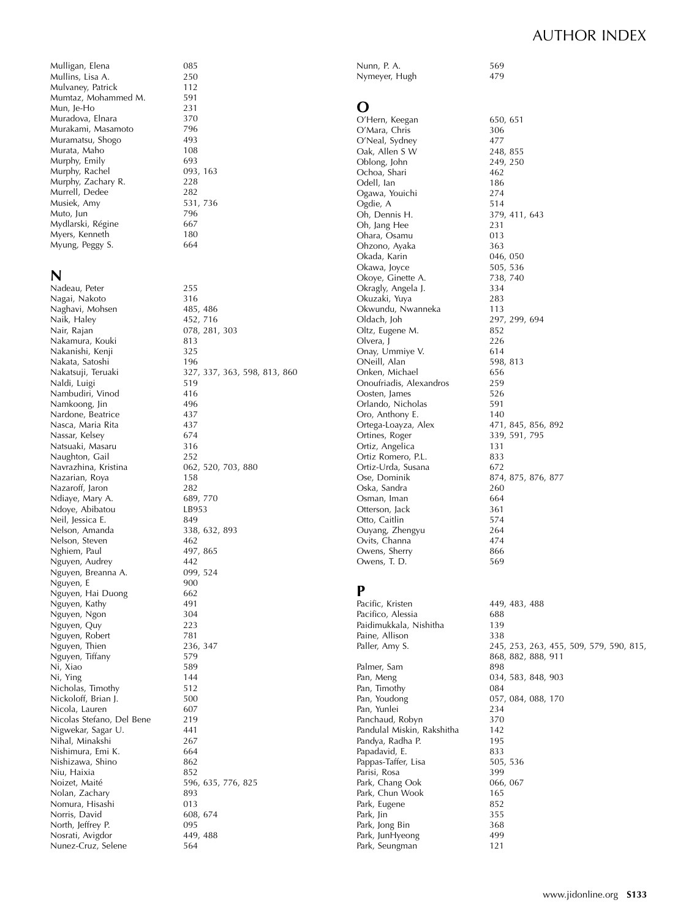# AUTHOR INDEX

Mulligan, Elena 085
Mullins, Lisa A. 250
Mulvaney, Patrick 112
Mumtaz, Mohammed M. 591
Mun, Je-Ho 231
Muradova, Elnara 370
Murakami, Masamoto 796
Muramatsu, Shogo 493
Murata, Maho 108
Murphy, Emily 693
Murphy, Rachel 093, 163
Murphy, Zachary R. 228
Murrell, Dedee 282
Musiek, Amy 531, 736
Muto, Jun 796
Mydlarski, Régine 667
Myers, Kenneth 180
Myung, Peggy S. 664

## N

Nadeau, Peter 255
Nagai, Nakoto 316
Naghavi, Mohsen 485, 486
Naik, Haley 452, 716
Nair, Rajan 078, 281, 303
Nakamura, Kouki 813
Nakanishi, Kenji 325
Nakata, Satoshi 196
Nakatsuji, Teruaki 327, 337, 363, 598, 813, 860
Naldi, Luigi 519
Nambudiri, Vinod 416
Namkoong, Jin 496
Nardone, Beatrice 437
Nasca, Maria Rita 437
Nassar, Kelsey 674
Natsuaki, Masaru 316
Naughton, Gail 252
Navrazhina, Kristina 062, 520, 703, 880
Nazarian, Roya 158
Nazaroff, Jaron 282
Ndiaye, Mary A. 689, 770
Ndoye, Abibatou LB953
Neil, Jessica E. 849
Nelson, Amanda 338, 632, 893
Nelson, Steven 462
Nghiem, Paul 497, 865
Nguyen, Audrey 442
Nguyen, Breanna A. 099, 524
Nguyen, E 900
Nguyen, Hai Duong 662
Nguyen, Kathy 491
Nguyen, Ngon 304
Nguyen, Quy 223
Nguyen, Robert 781
Nguyen, Thien 236, 347
Nguyen, Tiffany 579
Ni, Xiao 589
Ni, Ying 144
Nicholas, Timothy 512
Nickoloff, Brian J. 500
Nicola, Lauren 607
Nicolas Stefano, Del Bene 219
Nigwekar, Sagar U. 441
Nihal, Minakshi 267
Nishimura, Emi K. 664
Nishizawa, Shino 862
Niu, Haixia 852
Noizet, Maité 596, 635, 776, 825
Nolan, Zachary 893
Nomura, Hisashi 013
Norris, David 608, 674
North, Jeffrey P. 095
Nosrati, Avigdor 449, 488
Nunez-Cruz, Selene 564
Nunn, P. A. 569
Nymeyer, Hugh 479

## O

O'Hern, Keegan 650, 651
O'Mara, Chris 306
O'Neal, Sydney 477
Oak, Allen S W 248, 855
Oblong, John 249, 250
Ochoa, Shari 462
Odell, Ian 186
Ogawa, Youichi 274
Ogdie, A 514
Oh, Dennis H. 379, 411, 643
Oh, Jang Hee 231
Ohara, Osamu 013
Ohzono, Ayaka 363
Okada, Karin 046, 050
Okawa, Joyce 505, 536
Okoye, Ginette A. 738, 740
Okragly, Angela J. 334
Okuzaki, Yuya 283
Okwundu, Nwanneka 113
Oldach, Joh 297, 299, 694
Oltz, Eugene M. 852
Olvera, J 226
Onay, Ummiye V. 614
ONeill, Alan 598, 813
Onken, Michael 656
Onoufriadis, Alexandros 259
Oosten, James 526
Orlando, Nicholas 591
Oro, Anthony E. 140
Ortega-Loayza, Alex 471, 845, 856, 892
Ortines, Roger 339, 591, 795
Ortiz, Angelica 131
Ortiz Romero, P.L. 833
Ortiz-Urda, Susana 672
Ose, Dominik 874, 875, 876, 877
Oska, Sandra 260
Osman, Iman 664
Otterson, Jack 361
Otto, Caitlin 574
Ouyang, Zhengyu 264
Ovits, Channa 474
Owens, Sherry 866
Owens, T. D. 569

## P

Pacific, Kristen 449, 483, 488
Pacifico, Alessia 688
Paidimukkala, Nishitha 139
Paine, Allison 338
Paller, Amy S. 245, 253, 263, 455, 509, 579, 590, 815, 868, 882, 888, 911
Palmer, Sam 898
Pan, Meng 034, 583, 848, 903
Pan, Timothy 084
Pan, Youdong 057, 084, 088, 170
Pan, Yunlei 234
Panchaud, Robyn 370
Pandulal Miskin, Rakshitha 142
Pandya, Radha P. 195
Papadavid, E. 833
Pappas-Taffer, Lisa 505, 536
Parisi, Rosa 399
Park, Chang Ook 066, 067
Park, Chun Wook 165
Park, Eugene 852
Park, Jin 355
Park, Jong Bin 368
Park, JunHyeong 499
Park, Seungman 121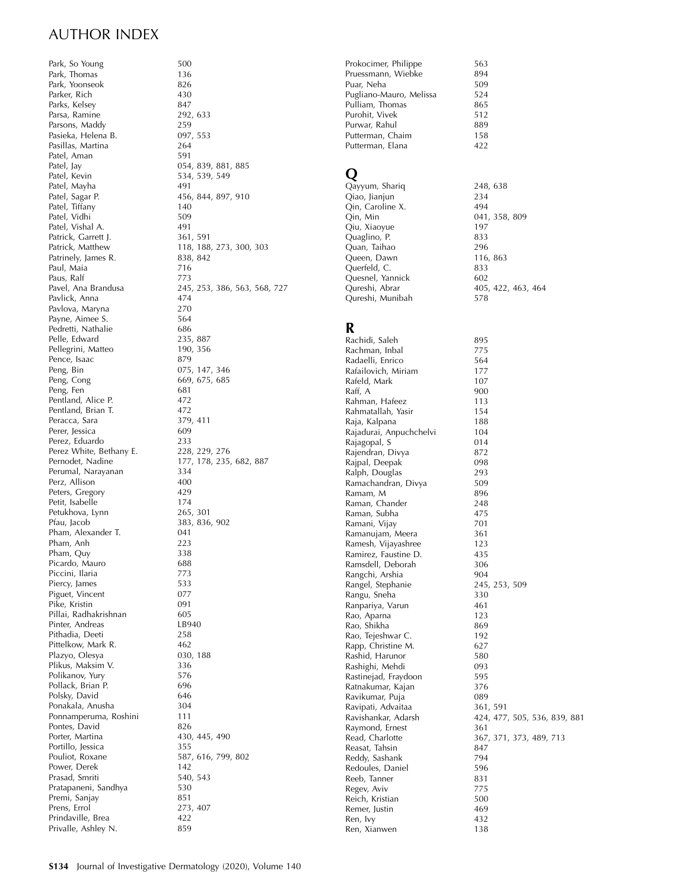# AUTHOR INDEX

Park, So Young 500
Park, Thomas 136
Park, Yoonseok 826
Parker, Rich 430
Parks, Kelsey 847
Parsa, Ramine 292, 633
Parsons, Maddy 259
Pasieka, Helena B. 097, 553
Pasillas, Martina 264
Patel, Aman 591
Patel, Jay 054, 839, 881, 885
Patel, Kevin 534, 539, 549
Patel, Mayha 491
Patel, Sagar P. 456, 844, 897, 910
Patel, Tiffany 140
Patel, Vidhi 509
Patel, Vishal A. 491
Patrick, Garrett J. 361, 591
Patrick, Matthew 118, 188, 273, 300, 303
Patrinely, James R. 838, 842
Paul, Maia 716
Paus, Ralf 773
Pavel, Ana Brandusa 245, 253, 386, 563, 568, 727
Pavlick, Anna 474
Pavlova, Maryna 270
Payne, Aimee S. 564
Pedretti, Nathalie 686
Pelle, Edward 235, 887
Pellegrini, Matteo 190, 356
Pence, Isaac 879
Peng, Bin 075, 147, 346
Peng, Cong 669, 675, 685
Peng, Fen 681
Pentland, Alice P. 472
Pentland, Brian T. 472
Peracca, Sara 379, 411
Perer, Jessica 609
Perez, Eduardo 233
Perez White, Bethany E. 228, 229, 276
Pernodet, Nadine 177, 178, 235, 682, 887
Perumal, Narayanan 334
Perz, Allison 400
Peters, Gregory 429
Petit, Isabelle 174
Petukhova, Lynn 265, 301
Pfau, Jacob 383, 836, 902
Pham, Alexander T. 041
Pham, Anh 223
Pham, Quy 338
Picardo, Mauro 688
Piccini, Ilaria 773
Piercy, James 533
Piguet, Vincent 077
Pike, Kristin 091
Pillai, Radhakrishnan 605
Pinter, Andreas LB940
Pithadia, Deeti 258
Pittelkow, Mark R. 462
Plazyo, Olesya 030, 188
Plikus, Maksim V. 336
Polikanov, Yury 576
Pollack, Brian P. 696
Polsky, David 646
Ponakala, Anusha 304
Ponnamperuma, Roshini 111
Pontes, David 826
Porter, Martina 430, 445, 490
Portillo, Jessica 355
Pouliot, Roxane 587, 616, 799, 802
Power, Derek 142
Prasad, Smriti 540, 543
Pratapaneni, Sandhya 530
Premi, Sanjay 851
Prens, Errol 273, 407
Prindaville, Brea 422
Privalle, Ashley N. 859
Prokocimer, Philippe 563
Pruessmann, Wiebke 894
Puar, Neha 509
Pugliano-Mauro, Melissa 524
Pulliam, Thomas 865
Purohit, Vivek 512
Purwar, Rahul 889
Putterman, Chaim 158
Putterman, Elana 422

## Q

Qayyum, Shariq 248, 638
Qiao, Jianjun 234
Qin, Caroline X. 494
Qin, Min 041, 358, 809
Qiu, Xiaoyue 197
Quaglino, P. 833
Quan, Taihao 296
Queen, Dawn 116, 863
Querfeld, C. 833
Quesnel, Yannick 602
Qureshi, Abrar 405, 422, 463, 464
Qureshi, Munibah 578

## R

Rachidi, Saleh 895
Rachman, Inbal 775
Radaelli, Enrico 564
Rafailovich, Miriam 177
Rafeld, Mark 107
Raff, A 900
Rahman, Hafeez 113
Rahmatallah, Yasir 154
Raja, Kalpana 188
Rajadurai, Anpuchchelvi 104
Rajagopal, S 014
Rajendran, Divya 872
Rajpal, Deepak 098
Ralph, Douglas 293
Ramachandran, Divya 509
Ramam, M 896
Raman, Chander 248
Raman, Subha 475
Ramani, Vijay 701
Ramanujam, Meera 361
Ramesh, Vijayashree 123
Ramirez, Faustine D. 435
Ramsdell, Deborah 306
Rangchi, Arshia 904
Rangel, Stephanie 245, 253, 509
Rangu, Sneha 330
Ranpariya, Varun 461
Rao, Aparna 123
Rao, Shikha 869
Rao, Tejeshwar C. 192
Rapp, Christine M. 627
Rashid, Harunor 580
Rashighi, Mehdi 093
Rastinejad, Fraydoon 595
Ratnakumar, Kajan 376
Ravikumar, Puja 089
Ravipati, Advaitaa 361, 591
Ravishankar, Adarsh 424, 477, 505, 536, 839, 881
Raymond, Ernest 361
Read, Charlotte 367, 371, 373, 489, 713
Reasat, Tahsin 847
Reddy, Sashank 794
Redoules, Daniel 596
Reeb, Tanner 831
Regev, Aviv 775
Reich, Kristian 500
Remer, Justin 469
Ren, Ivy 432
Ren, Xianwen 138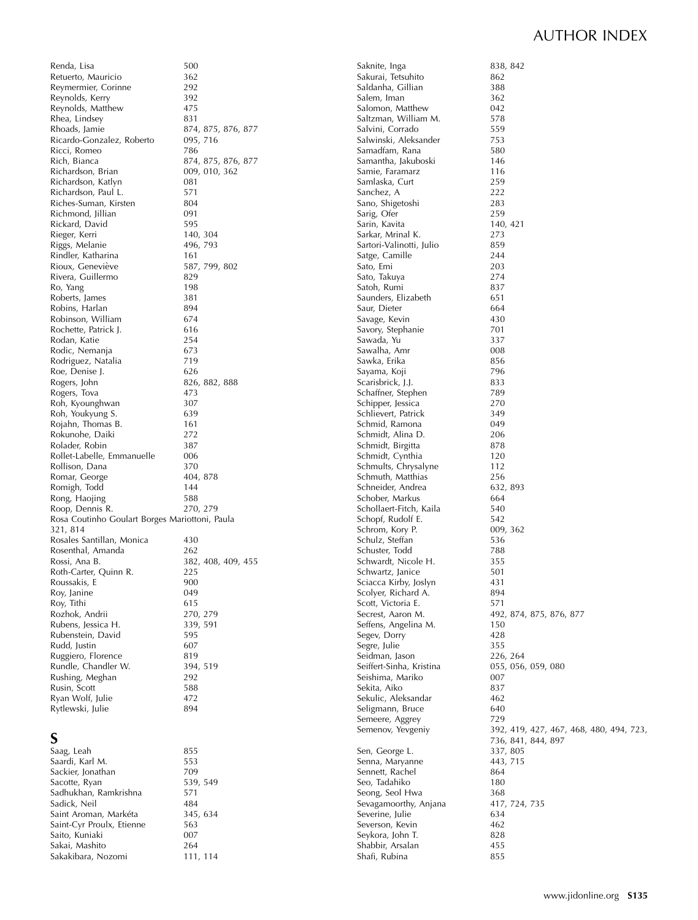Renda, Lisa 500
Retuerto, Mauricio 362
Reymermier, Corinne 292
Reynolds, Kerry 392
Reynolds, Matthew 475
Rhea, Lindsey 831
Rhoads, Jamie 874, 875, 876, 877
Ricardo-Gonzalez, Roberto 095, 716
Ricci, Romeo 786
Rich, Bianca 874, 875, 876, 877
Richardson, Brian 009, 010, 362
Richardson, Katlyn 081
Richardson, Paul L. 571
Riches-Suman, Kirsten 804
Richmond, Jillian 091
Rickard, David 595
Rieger, Kerri 140, 304
Riggs, Melanie 496, 793
Rindler, Katharina 161
Rioux, Geneviève 587, 799, 802
Rivera, Guillermo 829
Ro, Yang 198
Roberts, James 381
Robins, Harlan 894
Robinson, William 674
Rochette, Patrick J. 616
Rodan, Katie 254
Rodic, Nemanja 673
Rodriguez, Natalia 719
Roe, Denise J. 626
Rogers, John 826, 882, 888
Rogers, Tova 473
Roh, Kyounghwan 307
Roh, Youkyung S. 639
Rojahn, Thomas B. 161
Rokunohe, Daiki 272
Rolader, Robin 387
Rollet-Labelle, Emmanuelle 006
Rollison, Dana 370
Romar, George 404, 878
Romigh, Todd 144
Rong, Haojing 588
Roop, Dennis R. 270, 279
Rosa Coutinho Goulart Borges Mariottoni, Paula 321, 814
Rosales Santillan, Monica 430
Rosenthal, Amanda 262
Rossi, Ana B. 382, 408, 409, 455
Roth-Carter, Quinn R. 225
Roussakis, E 900
Roy, Janine 049
Roy, Tithi 615
Rozhok, Andrii 270, 279
Rubens, Jessica H. 339, 591
Rubenstein, David 595
Rudd, Justin 607
Ruggiero, Florence 819
Rundle, Chandler W. 394, 519
Rushing, Meghan 292
Rusin, Scott 588
Ryan Wolf, Julie 472
Rytlewski, Julie 894

## S

Saag, Leah 855
Saardi, Karl M. 553
Sackier, Jonathan 709
Sacotte, Ryan 539, 549
Sadhukhan, Ramkrishna 571
Sadick, Neil 484
Saint Aroman, Markéta 345, 634
Saint-Cyr Proulx, Etienne 563
Saito, Kuniaki 007
Sakai, Mashito 264
Sakakibara, Nozomi 111, 114
Saknite, Inga 838, 842
Sakurai, Tetsuhito 862
Saldanha, Gillian 388
Salem, Iman 362
Salomon, Matthew 042
Saltzman, William M. 578
Salvini, Corrado 559
Salwinski, Aleksander 753
Samadfam, Rana 580
Samantha, Jakuboski 146
Samie, Faramarz 116
Samlaska, Curt 259
Sanchez, A 222
Sano, Shigetoshi 283
Sarig, Ofer 259
Sarin, Kavita 140, 421
Sarkar, Mrinal K. 273
Sartori-Valinotti, Julio 859
Satge, Camille 244
Sato, Emi 203
Sato, Takuya 274
Satoh, Rumi 837
Saunders, Elizabeth 651
Saur, Dieter 664
Savage, Kevin 430
Savory, Stephanie 701
Sawada, Yu 337
Sawalha, Amr 008
Sawka, Erika 856
Sayama, Koji 796
Scarisbrick, J.J. 833
Schaffner, Stephen 789
Schipper, Jessica 270
Schlievert, Patrick 349
Schmid, Ramona 049
Schmidt, Alina D. 206
Schmidt, Birgitta 878
Schmidt, Cynthia 120
Schmults, Chrysalyne 112
Schmuth, Matthias 256
Schneider, Andrea 632, 893
Schober, Markus 664
Schollaert-Fitch, Kaila 540
Schopf, Rudolf E. 542
Schrom, Kory P. 009, 362
Schulz, Steffan 536
Schuster, Todd 788
Schwardt, Nicole H. 355
Schwartz, Janice 501
Sciacca Kirby, Joslyn 431
Scolyer, Richard A. 894
Scott, Victoria E. 571
Secrest, Aaron M. 492, 874, 875, 876, 877
Seffens, Angelina M. 150
Segev, Dorry 428
Segre, Julie 355
Seidman, Jason 226, 264
Seiffert-Sinha, Kristina 055, 056, 059, 080
Seishima, Mariko 007
Sekita, Aiko 837
Sekulic, Aleksandar 462
Seligmann, Bruce 640
Semeere, Aggrey 729
Semenov, Yevgeniy 392, 419, 427, 467, 468, 480, 494, 723, 736, 841, 844, 897
Sen, George L. 337, 805
Senna, Maryanne 443, 715
Sennett, Rachel 864
Seo, Tadahiko 180
Seong, Seol Hwa 368
Sevagamoorthy, Anjana 417, 724, 735
Severine, Julie 634
Severson, Kevin 462
Seykora, John T. 828
Shabbir, Arsalan 455
Shafi, Rubina 855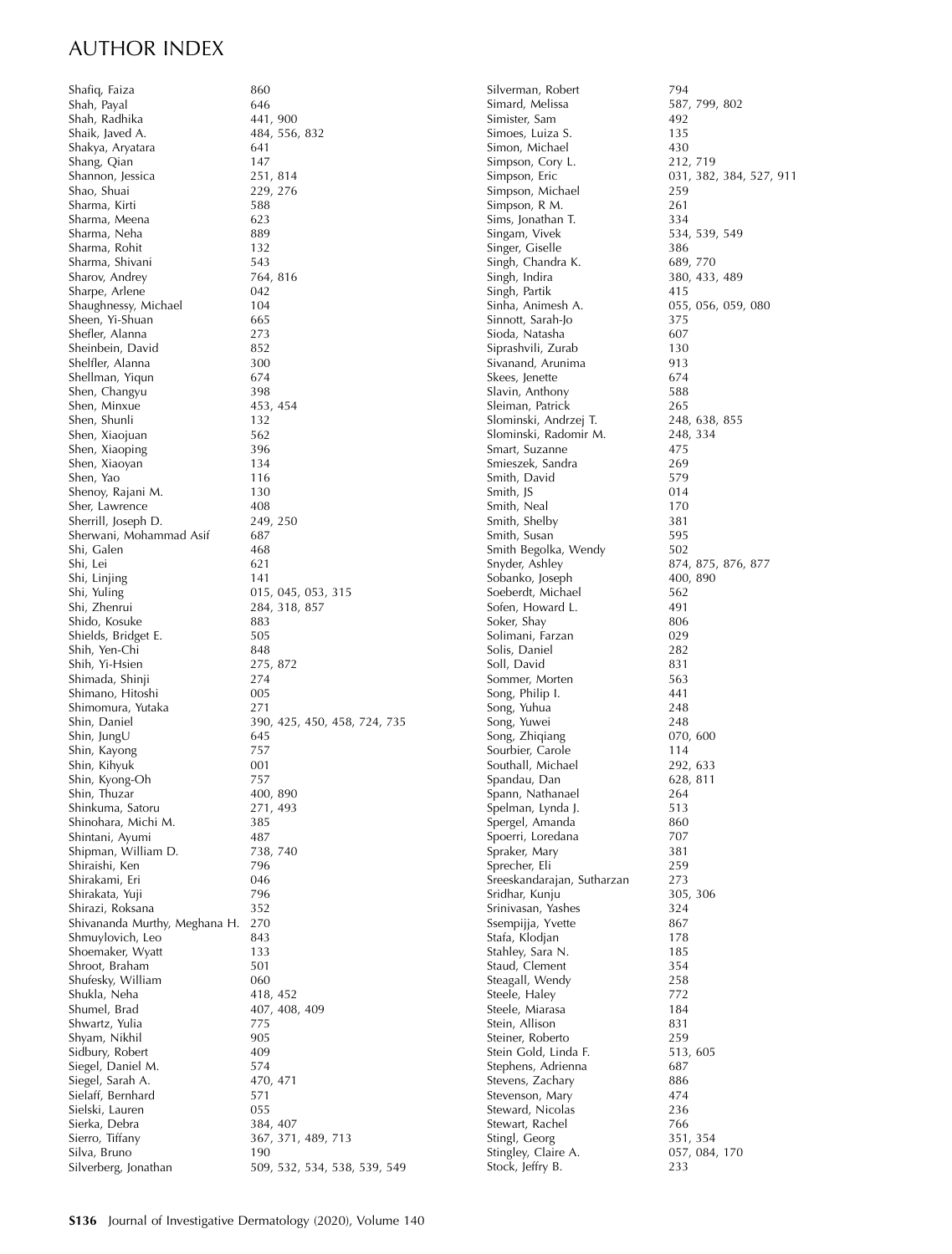# AUTHOR INDEX

Shafiq, Faiza 860
Shah, Payal 646
Shah, Radhika 441, 900
Shaik, Javed A. 484, 556, 832
Shakya, Aryatara 641
Shang, Qian 147
Shannon, Jessica 251, 814
Shao, Shuai 229, 276
Sharma, Kirti 588
Sharma, Meena 623
Sharma, Neha 889
Sharma, Rohit 132
Sharma, Shivani 543
Sharov, Andrey 764, 816
Sharpe, Arlene 042
Shaughnessy, Michael 104
Sheen, Yi-Shuan 665
Shefler, Alanna 273
Sheinbein, David 852
Shelfler, Alanna 300
Shellman, Yiqun 674
Shen, Changyu 398
Shen, Minxue 453, 454
Shen, Shunli 132
Shen, Xiaojuan 562
Shen, Xiaoping 396
Shen, Xiaoyan 134
Shen, Yao 116
Shenoy, Rajani M. 130
Sher, Lawrence 408
Sherrill, Joseph D. 249, 250
Sherwani, Mohammad Asif 687
Shi, Galen 468
Shi, Lei 621
Shi, Linjing 141
Shi, Yuling 015, 045, 053, 315
Shi, Zhenrui 284, 318, 857
Shido, Kosuke 883
Shields, Bridget E. 505
Shih, Yen-Chi 848
Shih, Yi-Hsien 275, 872
Shimada, Shinji 274
Shimano, Hitoshi 005
Shimomura, Yutaka 271
Shin, Daniel 390, 425, 450, 458, 724, 735
Shin, JungU 645
Shin, Kayong 757
Shin, Kihyuk 001
Shin, Kyong-Oh 757
Shin, Thuzar 400, 890
Shinkuma, Satoru 271, 493
Shinohara, Michi M. 385
Shintani, Ayumi 487
Shipman, William D. 738, 740
Shiraishi, Ken 796
Shirakami, Eri 046
Shirakata, Yuji 796
Shirazi, Roksana 352
Shivananda Murthy, Meghana H. 270
Shmuylovich, Leo 843
Shoemaker, Wyatt 133
Shroot, Braham 501
Shufesky, William 060
Shukla, Neha 418, 452
Shumel, Brad 407, 408, 409
Shwartz, Yulia 775
Shyam, Nikhil 905
Sidbury, Robert 409
Siegel, Daniel M. 574
Siegel, Sarah A. 470, 471
Sielaff, Bernhard 571
Sielski, Lauren 055
Sierka, Debra 384, 407
Sierro, Tiffany 367, 371, 489, 713
Silva, Bruno 190
Silverberg, Jonathan 509, 532, 534, 538, 539, 549
Silverman, Robert 794
Simard, Melissa 587, 799, 802
Simister, Sam 492
Simoes, Luiza S. 135
Simon, Michael 430
Simpson, Cory L. 212, 719
Simpson, Eric 031, 382, 384, 527, 911
Simpson, Michael 259
Simpson, R M. 261
Sims, Jonathan T. 334
Singam, Vivek 534, 539, 549
Singer, Giselle 386
Singh, Chandra K. 689, 770
Singh, Indira 380, 433, 489
Singh, Partik 415
Sinha, Animesh A. 055, 056, 059, 080
Sinnott, Sarah-Jo 375
Sioda, Natasha 607
Siprashvili, Zurab 130
Sivanand, Arunima 913
Skees, Jenette 674
Slavin, Anthony 588
Sleiman, Patrick 265
Slominski, Andrzej T. 248, 638, 855
Slominski, Radomir M. 248, 334
Smart, Suzanne 475
Smieszek, Sandra 269
Smith, David 579
Smith, JS 014
Smith, Neal 170
Smith, Shelby 381
Smith, Susan 595
Smith Begolka, Wendy 502
Snyder, Ashley 874, 875, 876, 877
Sobanko, Joseph 400, 890
Soeberdt, Michael 562
Sofen, Howard L. 491
Soker, Shay 806
Solimani, Farzan 029
Solis, Daniel 282
Soll, David 831
Sommer, Morten 563
Song, Philip I. 441
Song, Yuhua 248
Song, Yuwei 248
Song, Zhiqiang 070, 600
Sourbier, Carole 114
Southall, Michael 292, 633
Spandau, Dan 628, 811
Spann, Nathanael 264
Spelman, Lynda J. 513
Spergel, Amanda 860
Spoerri, Loredana 707
Spraker, Mary 381
Sprecher, Eli 259
Sreeskandarajan, Sutharzan 273
Sridhar, Kunju 305, 306
Srinivasan, Yashes 324
Ssempijja, Yvette 867
Stafa, Klodjan 178
Stahley, Sara N. 185
Staud, Clement 354
Steagall, Wendy 258
Steele, Haley 772
Steele, Miarasa 184
Stein, Allison 831
Steiner, Roberto 259
Stein Gold, Linda F. 513, 605
Stephens, Adrienna 687
Stevens, Zachary 886
Stevenson, Mary 474
Steward, Nicolas 236
Stewart, Rachel 766
Stingl, Georg 351, 354
Stingley, Claire A. 057, 084, 170
Stock, Jeffry B. 233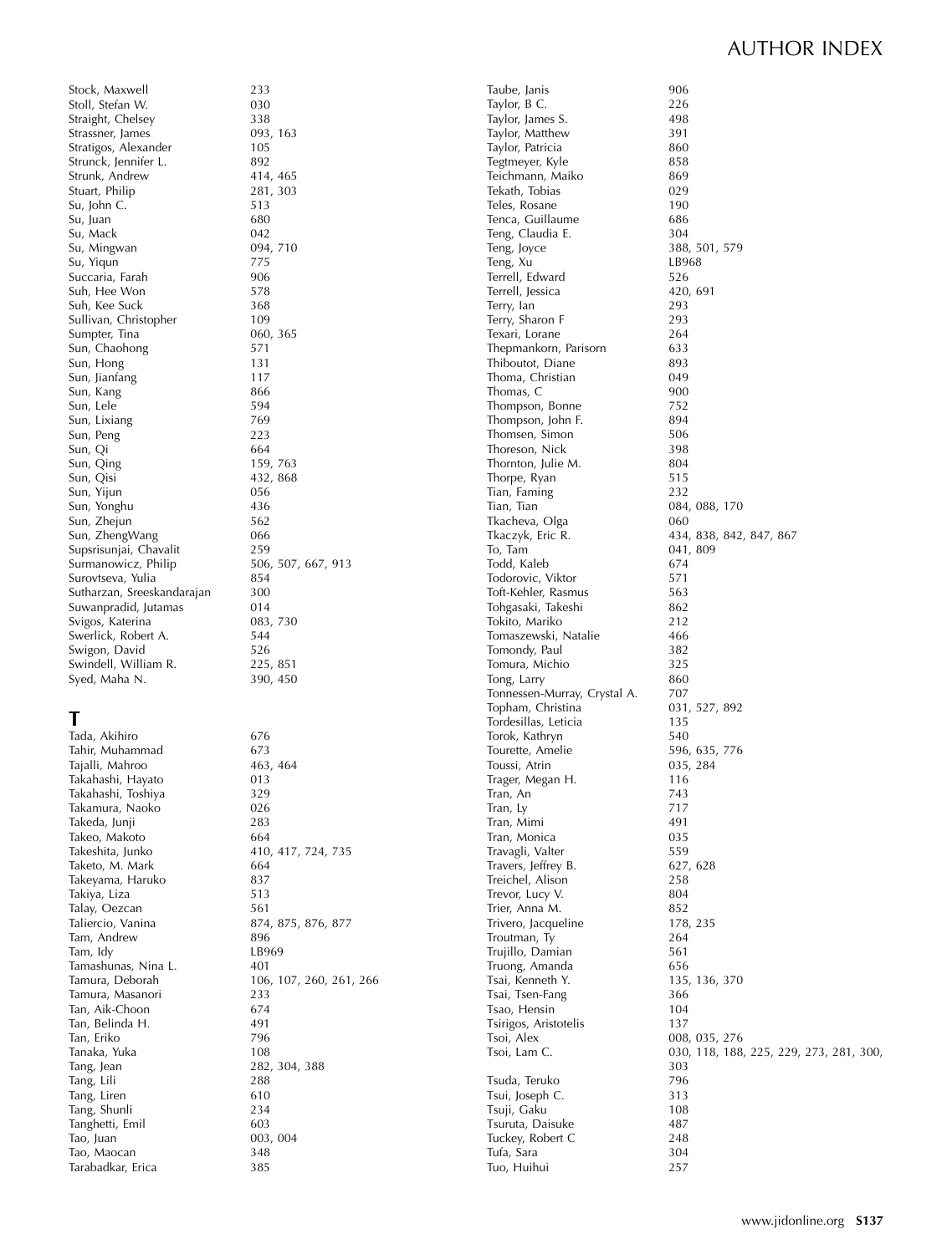Stock, Maxwell 233
Stoll, Stefan W. 030
Straight, Chelsey 338
Strassner, James 093, 163
Stratigos, Alexander 105
Strunck, Jennifer L. 892
Strunk, Andrew 414, 465
Stuart, Philip 281, 303
Su, John C. 513
Su, Juan 680
Su, Mack 042
Su, Mingwan 094, 710
Su, Yiqun 775
Succaria, Farah 906
Suh, Hee Won 578
Suh, Kee Suck 368
Sullivan, Christopher 109
Sumpter, Tina 060, 365
Sun, Chaohong 571
Sun, Hong 131
Sun, Jianfang 117
Sun, Kang 866
Sun, Lele 594
Sun, Lixiang 769
Sun, Peng 223
Sun, Qi 664
Sun, Qing 159, 763
Sun, Qisi 432, 868
Sun, Yijun 056
Sun, Yonghu 436
Sun, Zhejun 562
Sun, ZhengWang 066
Supsrisunjai, Chavalit 259
Surmanowicz, Philip 506, 507, 667, 913
Surovtseva, Yulia 854
Sutharzan, Sreeskandarajan 300
Suwanpradid, Jutamas 014
Svigos, Katerina 083, 730
Swerlick, Robert A. 544
Swigon, David 526
Swindell, William R. 225, 851
Syed, Maha N. 390, 450

## T

Tada, Akihiro 676
Tahir, Muhammad 673
Tajalli, Mahroo 463, 464
Takahashi, Hayato 013
Takahashi, Toshiya 329
Takamura, Naoko 026
Takeda, Junji 283
Takeo, Makoto 664
Takeshita, Junko 410, 417, 724, 735
Taketo, M. Mark 664
Takeyama, Haruko 837
Takiya, Liza 513
Talay, Oezcan 561
Taliercio, Vanina 874, 875, 876, 877
Tam, Andrew 896
Tam, Idy LB969
Tamashunas, Nina L. 401
Tamura, Deborah 106, 107, 260, 261, 266
Tamura, Masanori 233
Tan, Aik-Choon 674
Tan, Belinda H. 491
Tan, Eriko 796
Tanaka, Yuka 108
Tang, Jean 282, 304, 388
Tang, Lili 288
Tang, Liren 610
Tang, Shunli 234
Tanghetti, Emil 603
Tao, Juan 003, 004
Tao, Maocan 348
Tarabadkar, Erica 385
Taube, Janis 906
Taylor, B C. 226
Taylor, James S. 498
Taylor, Matthew 391
Taylor, Patricia 860
Tegtmeyer, Kyle 858
Teichmann, Maiko 869
Tekath, Tobias 029
Teles, Rosane 190
Tenca, Guillaume 686
Teng, Claudia E. 304
Teng, Joyce 388, 501, 579
Teng, Xu LB968
Terrell, Edward 526
Terrell, Jessica 420, 691
Terry, Ian 293
Terry, Sharon F 293
Texari, Lorane 264
Thepmankorn, Parisorn 633
Thiboutot, Diane 893
Thoma, Christian 049
Thomas, C 900
Thompson, Bonne 752
Thompson, John F. 894
Thomsen, Simon 506
Thoreson, Nick 398
Thornton, Julie M. 804
Thorpe, Ryan 515
Tian, Faming 232
Tian, Tian 084, 088, 170
Tkacheva, Olga 060
Tkaczyk, Eric R. 434, 838, 842, 847, 867
To, Tam 041, 809
Todd, Kaleb 674
Todorovic, Viktor 571
Toft-Kehler, Rasmus 563
Tohgasaki, Takeshi 862
Tokito, Mariko 212
Tomaszewski, Natalie 466
Tomondy, Paul 382
Tomura, Michio 325
Tong, Larry 860
Tonnessen-Murray, Crystal A. 707
Topham, Christina 031, 527, 892
Tordesillas, Leticia 135
Torok, Kathryn 540
Tourette, Amelie 596, 635, 776
Toussi, Atrin 035, 284
Trager, Megan H. 116
Tran, An 743
Tran, Ly 717
Tran, Mimi 491
Tran, Monica 035
Travagli, Valter 559
Travers, Jeffrey B. 627, 628
Treichel, Alison 258
Trevor, Lucy V. 804
Trier, Anna M. 852
Trivero, Jacqueline 178, 235
Troutman, Ty 264
Trujillo, Damian 561
Truong, Amanda 656
Tsai, Kenneth Y. 135, 136, 370
Tsai, Tsen-Fang 366
Tsao, Hensin 104
Tsirigos, Aristotelis 137
Tsoi, Alex 008, 035, 276
Tsoi, Lam C. 030, 118, 188, 225, 229, 273, 281, 300, 303
Tsuda, Teruko 796
Tsui, Joseph C. 313
Tsuji, Gaku 108
Tsuruta, Daisuke 487
Tuckey, Robert C 248
Tufa, Sara 304
Tuo, Huihui 257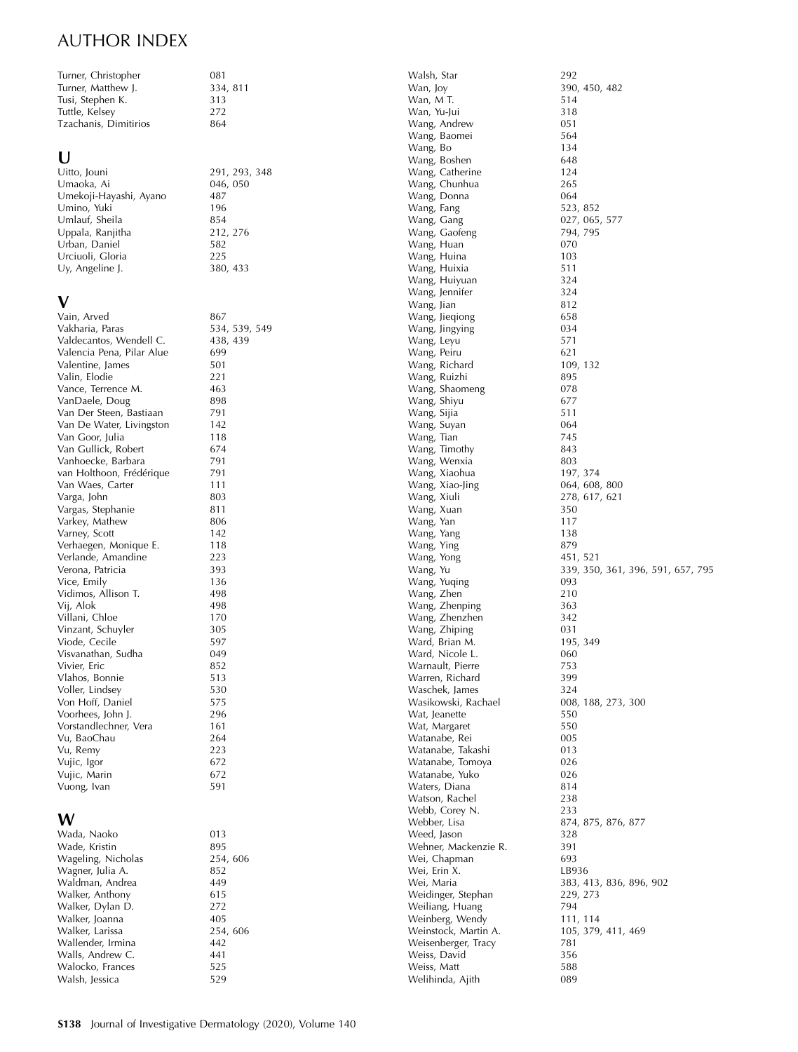# AUTHOR INDEX

Turner, Christopher 081
Turner, Matthew J. 334, 811
Tusi, Stephen K. 313
Tuttle, Kelsey 272
Tzachanis, Dimitirios 864

## U

Uitto, Jouni 291, 293, 348
Umaoka, Ai 046, 050
Umekoji-Hayashi, Ayano 487
Umino, Yuki 196
Umlauf, Sheila 854
Uppala, Ranjitha 212, 276
Urban, Daniel 582
Urciuoli, Gloria 225
Uy, Angeline J. 380, 433

## V

Vain, Arved 867
Vakharia, Paras 534, 539, 549
Valdecantos, Wendell C. 438, 439
Valencia Pena, Pilar Alue 699
Valentine, James 501
Valin, Elodie 221
Vance, Terrence M. 463
VanDaele, Doug 898
Van Der Steen, Bastiaan 791
Van De Water, Livingston 142
Van Goor, Julia 118
Van Gullick, Robert 674
Vanhoecke, Barbara 791
van Holthoon, Frédérique 791
Van Waes, Carter 111
Varga, John 803
Vargas, Stephanie 811
Varkey, Mathew 806
Varney, Scott 142
Verhaegen, Monique E. 118
Verlande, Amandine 223
Verona, Patricia 393
Vice, Emily 136
Vidimos, Allison T. 498
Vij, Alok 498
Villani, Chloe 170
Vinzant, Schuyler 305
Viode, Cecile 597
Visvanathan, Sudha 049
Vivier, Eric 852
Vlahos, Bonnie 513
Voller, Lindsey 530
Von Hoff, Daniel 575
Voorhees, John J. 296
Vorstandlechner, Vera 161
Vu, BaoChau 264
Vu, Remy 223
Vujic, Igor 672
Vujic, Marin 672
Vuong, Ivan 591

## W

Wada, Naoko 013
Wade, Kristin 895
Wageling, Nicholas 254, 606
Wagner, Julia A. 852
Waldman, Andrea 449
Walker, Anthony 615
Walker, Dylan D. 272
Walker, Joanna 405
Walker, Larissa 254, 606
Wallender, Irmina 442
Walls, Andrew C. 441
Walocko, Frances 525
Walsh, Jessica 529
Walsh, Star 292
Wan, Joy 390, 450, 482
Wan, M T. 514
Wan, Yu-Jui 318
Wang, Andrew 051
Wang, Baomei 564
Wang, Bo 134
Wang, Boshen 648
Wang, Catherine 124
Wang, Chunhua 265
Wang, Donna 064
Wang, Fang 523, 852
Wang, Gang 027, 065, 577
Wang, Gaofeng 794, 795
Wang, Huan 070
Wang, Huina 103
Wang, Huixia 511
Wang, Huiyuan 324
Wang, Jennifer 324
Wang, Jian 812
Wang, Jieqiong 658
Wang, Jingying 034
Wang, Leyu 571
Wang, Peiru 621
Wang, Richard 109, 132
Wang, Ruizhi 895
Wang, Shaomeng 078
Wang, Shiyu 677
Wang, Sijia 511
Wang, Suyan 064
Wang, Tian 745
Wang, Timothy 843
Wang, Wenxia 803
Wang, Xiaohua 197, 374
Wang, Xiao-Jing 064, 608, 800
Wang, Xiuli 278, 617, 621
Wang, Xuan 350
Wang, Yan 117
Wang, Yang 138
Wang, Ying 879
Wang, Yong 451, 521
Wang, Yu 339, 350, 361, 396, 591, 657, 795
Wang, Yuqing 093
Wang, Zhen 210
Wang, Zhenping 363
Wang, Zhenzhen 342
Wang, Zhiping 031
Ward, Brian M. 195, 349
Ward, Nicole L. 060
Warnault, Pierre 753
Warren, Richard 399
Waschek, James 324
Wasikowski, Rachael 008, 188, 273, 300
Wat, Jeanette 550
Wat, Margaret 550
Watanabe, Rei 005
Watanabe, Takashi 013
Watanabe, Tomoya 026
Watanabe, Yuko 026
Waters, Diana 814
Watson, Rachel 238
Webb, Corey N. 233
Webber, Lisa 874, 875, 876, 877
Weed, Jason 328
Wehner, Mackenzie R. 391
Wei, Chapman 693
Wei, Erin X. LB936
Wei, Maria 383, 413, 836, 896, 902
Weidinger, Stephan 229, 273
Weiliang, Huang 794
Weinberg, Wendy 111, 114
Weinstock, Martin A. 105, 379, 411, 469
Weisenberger, Tracy 781
Weiss, David 356
Weiss, Matt 588
Welihinda, Ajith 089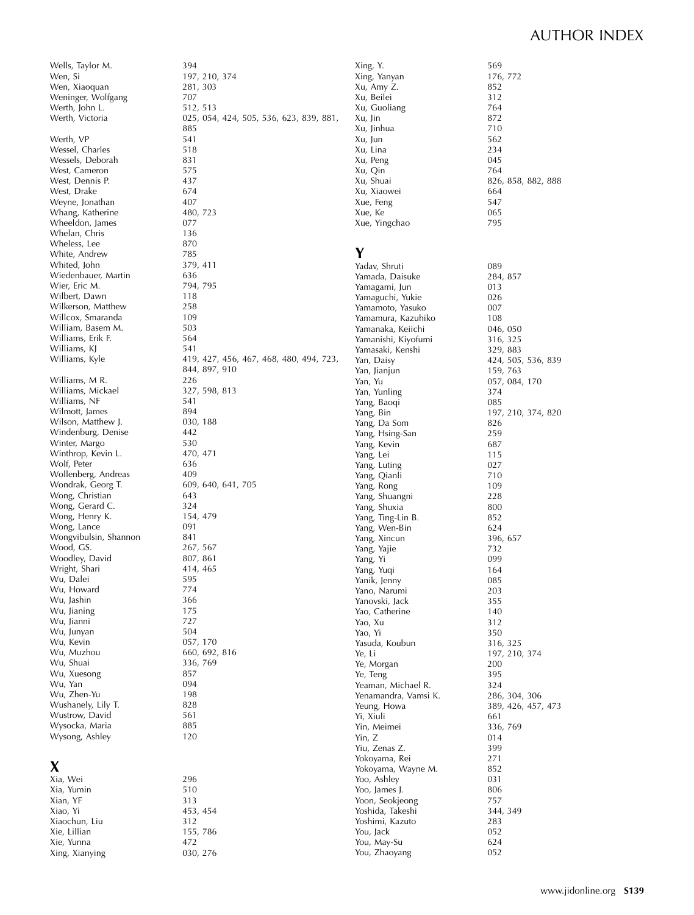Wells, Taylor M. 394
Wen, Si 197, 210, 374
Wen, Xiaoquan 281, 303
Weninger, Wolfgang 707
Werth, John L. 512, 513
Werth, Victoria 025, 054, 424, 505, 536, 623, 839, 881, 885
Werth, VP 541
Wessel, Charles 518
Wessels, Deborah 831
West, Cameron 575
West, Dennis P. 437
West, Drake 674
Weyne, Jonathan 407
Whang, Katherine 480, 723
Wheeldon, James 077
Whelan, Chris 136
Wheless, Lee 870
White, Andrew 785
Whited, John 379, 411
Wiedenbauer, Martin 636
Wier, Eric M. 794, 795
Wilbert, Dawn 118
Wilkerson, Matthew 258
Willcox, Smaranda 109
William, Basem M. 503
Williams, Erik F. 564
Williams, KJ 541
Williams, Kyle 419, 427, 456, 467, 468, 480, 494, 723, 844, 897, 910
Williams, M R. 226
Williams, Mickael 327, 598, 813
Williams, NF 541
Wilmott, James 894
Wilson, Matthew J. 030, 188
Windenburg, Denise 442
Winter, Margo 530
Winthrop, Kevin L. 470, 471
Wolf, Peter 636
Wollenberg, Andreas 409
Wondrak, Georg T. 609, 640, 641, 705
Wong, Christian 643
Wong, Gerard C. 324
Wong, Henry K. 154, 479
Wong, Lance 091
Wongvibulsin, Shannon 841
Wood, GS. 267, 567
Woodley, David 807, 861
Wright, Shari 414, 465
Wu, Dalei 595
Wu, Howard 774
Wu, Jashin 366
Wu, Jianing 175
Wu, Jianni 727
Wu, Junyan 504
Wu, Kevin 057, 170
Wu, Muzhou 660, 692, 816
Wu, Shuai 336, 769
Wu, Xuesong 857
Wu, Yan 094
Wu, Zhen-Yu 198
Wushanely, Lily T. 828
Wustrow, David 561
Wysocka, Maria 885
Wysong, Ashley 120

## X

Xia, Wei 296
Xia, Yumin 510
Xian, YF 313
Xiao, Yi 453, 454
Xiaochun, Liu 312
Xie, Lillian 155, 786
Xie, Yunna 472
Xing, Xianying 030, 276
Xing, Y. 569
Xing, Yanyan 176, 772
Xu, Amy Z. 852
Xu, Beilei 312
Xu, Guoliang 764
Xu, Jin 872
Xu, Jinhua 710
Xu, Jun 562
Xu, Lina 234
Xu, Peng 045
Xu, Qin 764
Xu, Shuai 826, 858, 882, 888
Xu, Xiaowei 664
Xue, Feng 547
Xue, Ke 065
Xue, Yingchao 795

## Y

Yadav, Shruti 089
Yamada, Daisuke 284, 857
Yamagami, Jun 013
Yamaguchi, Yukie 026
Yamamoto, Yasuko 007
Yamamura, Kazuhiko 108
Yamanaka, Keiichi 046, 050
Yamanishi, Kiyofumi 316, 325
Yamasaki, Kenshi 329, 883
Yan, Daisy 424, 505, 536, 839
Yan, Jianjun 159, 763
Yan, Yu 057, 084, 170
Yan, Yunling 374
Yang, Baoqi 085
Yang, Bin 197, 210, 374, 820
Yang, Da Som 826
Yang, Hsing-San 259
Yang, Kevin 687
Yang, Lei 115
Yang, Luting 027
Yang, Qianli 710
Yang, Rong 109
Yang, Shuangni 228
Yang, Shuxia 800
Yang, Ting-Lin B. 852
Yang, Wen-Bin 624
Yang, Xincun 396, 657
Yang, Yajie 732
Yang, Yi 099
Yang, Yuqi 164
Yanik, Jenny 085
Yano, Narumi 203
Yanovski, Jack 355
Yao, Catherine 140
Yao, Xu 312
Yao, Yi 350
Yasuda, Koubun 316, 325
Ye, Li 197, 210, 374
Ye, Morgan 200
Ye, Teng 395
Yeaman, Michael R. 324
Yenamandra, Vamsi K. 286, 304, 306
Yeung, Howa 389, 426, 457, 473
Yi, Xiuli 661
Yin, Meimei 336, 769
Yin, Z 014
Yiu, Zenas Z. 399
Yokoyama, Rei 271
Yokoyama, Wayne M. 852
Yoo, Ashley 031
Yoo, James J. 806
Yoon, Seokjeong 757
Yoshida, Takeshi 344, 349
Yoshimi, Kazuto 283
You, Jack 052
You, May-Su 624
You, Zhaoyang 052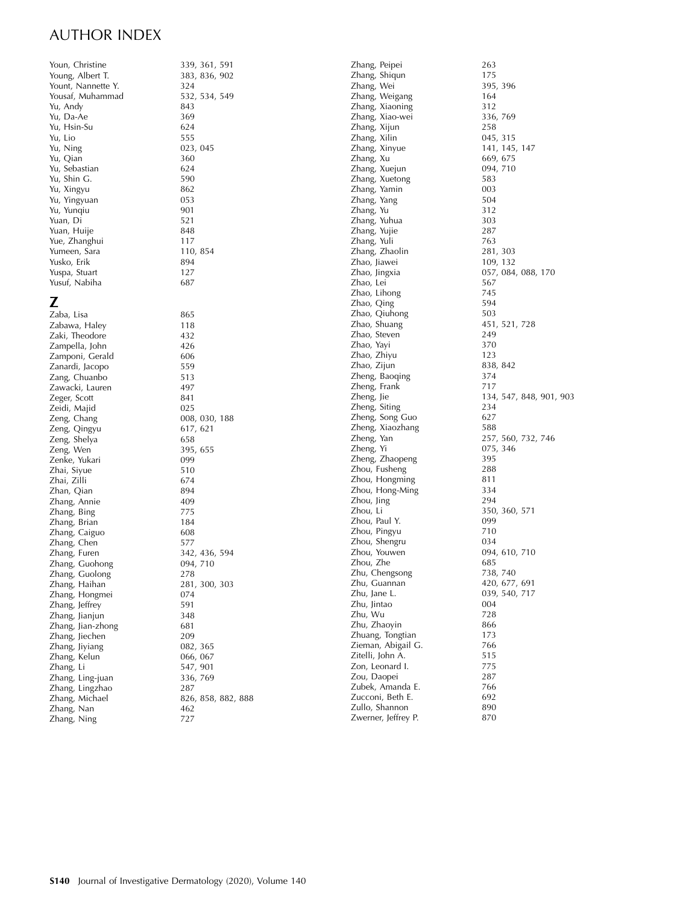# AUTHOR INDEX

| | |
|---|---|
| Youn, Christine | 339, 361, 591 |
| Young, Albert T. | 383, 836, 902 |
| Yount, Nannette Y. | 324 |
| Yousaf, Muhammad | 532, 534, 549 |
| Yu, Andy | 843 |
| Yu, Da-Ae | 369 |
| Yu, Hsin-Su | 624 |
| Yu, Lio | 555 |
| Yu, Ning | 023, 045 |
| Yu, Qian | 360 |
| Yu, Sebastian | 624 |
| Yu, Shin G. | 590 |
| Yu, Xingyu | 862 |
| Yu, Yingyuan | 053 |
| Yu, Yunqiu | 901 |
| Yuan, Di | 521 |
| Yuan, Huije | 848 |
| Yue, Zhanghui | 117 |
| Yumeen, Sara | 110, 854 |
| Yusko, Erik | 894 |
| Yuspa, Stuart | 127 |
| Yusuf, Nabiha | 687 |

## Z

| | |
|---|---|
| Zaba, Lisa | 865 |
| Zabawa, Haley | 118 |
| Zaki, Theodore | 432 |
| Zampella, John | 426 |
| Zamponi, Gerald | 606 |
| Zanardi, Jacopo | 559 |
| Zang, Chuanbo | 513 |
| Zawacki, Lauren | 497 |
| Zeger, Scott | 841 |
| Zeidi, Majid | 025 |
| Zeng, Chang | 008, 030, 188 |
| Zeng, Qingyu | 617, 621 |
| Zeng, Shelya | 658 |
| Zeng, Wen | 395, 655 |
| Zenke, Yukari | 099 |
| Zhai, Siyue | 510 |
| Zhai, Zilli | 674 |
| Zhan, Qian | 894 |
| Zhang, Annie | 409 |
| Zhang, Bing | 775 |
| Zhang, Brian | 184 |
| Zhang, Caiguo | 608 |
| Zhang, Chen | 577 |
| Zhang, Furen | 342, 436, 594 |
| Zhang, Guohong | 094, 710 |
| Zhang, Guolong | 278 |
| Zhang, Haihan | 281, 300, 303 |
| Zhang, Hongmei | 074 |
| Zhang, Jeffrey | 591 |
| Zhang, Jianjun | 348 |
| Zhang, Jian-zhong | 681 |
| Zhang, Jiechen | 209 |
| Zhang, Jiyiang | 082, 365 |
| Zhang, Kelun | 066, 067 |
| Zhang, Li | 547, 901 |
| Zhang, Ling-juan | 336, 769 |
| Zhang, Lingzhao | 287 |
| Zhang, Michael | 826, 858, 882, 888 |
| Zhang, Nan | 462 |
| Zhang, Ning | 727 |
| Zhang, Peipei | 263 |
| Zhang, Shiqun | 175 |
| Zhang, Wei | 395, 396 |
| Zhang, Weigang | 164 |
| Zhang, Xiaoning | 312 |
| Zhang, Xiao-wei | 336, 769 |
| Zhang, Xijun | 258 |
| Zhang, Xilin | 045, 315 |
| Zhang, Xinyue | 141, 145, 147 |
| Zhang, Xu | 669, 675 |
| Zhang, Xuejun | 094, 710 |
| Zhang, Xuetong | 583 |
| Zhang, Yamin | 003 |
| Zhang, Yang | 504 |
| Zhang, Yu | 312 |
| Zhang, Yuhua | 303 |
| Zhang, Yujie | 287 |
| Zhang, Yuli | 763 |
| Zhang, Zhaolin | 281, 303 |
| Zhao, Jiawei | 109, 132 |
| Zhao, Jingxia | 057, 084, 088, 170 |
| Zhao, Lei | 567 |
| Zhao, Lihong | 745 |
| Zhao, Qing | 594 |
| Zhao, Qiuhong | 503 |
| Zhao, Shuang | 451, 521, 728 |
| Zhao, Steven | 249 |
| Zhao, Yayi | 370 |
| Zhao, Zhiyu | 123 |
| Zhao, Zijun | 838, 842 |
| Zheng, Baoqing | 374 |
| Zheng, Frank | 717 |
| Zheng, Jie | 134, 547, 848, 901, 903 |
| Zheng, Siting | 234 |
| Zheng, Song Guo | 627 |
| Zheng, Xiaozhang | 588 |
| Zheng, Yan | 257, 560, 732, 746 |
| Zheng, Yi | 075, 346 |
| Zheng, Zhaopeng | 395 |
| Zhou, Fusheng | 288 |
| Zhou, Hongming | 811 |
| Zhou, Hong-Ming | 334 |
| Zhou, Jing | 294 |
| Zhou, Li | 350, 360, 571 |
| Zhou, Paul Y. | 099 |
| Zhou, Pingyu | 710 |
| Zhou, Shengru | 034 |
| Zhou, Youwen | 094, 610, 710 |
| Zhou, Zhe | 685 |
| Zhu, Chengsong | 738, 740 |
| Zhu, Guannan | 420, 677, 691 |
| Zhu, Jane L. | 039, 540, 717 |
| Zhu, Jintao | 004 |
| Zhu, Wu | 728 |
| Zhu, Zhaoyin | 866 |
| Zhuang, Tongtian | 173 |
| Zieman, Abigail G. | 766 |
| Zitelli, John A. | 515 |
| Zon, Leonard I. | 775 |
| Zou, Daopei | 287 |
| Zubek, Amanda E. | 766 |
| Zucconi, Beth E. | 692 |
| Zullo, Shannon | 890 |
| Zwerner, Jeffrey P. | 870 |